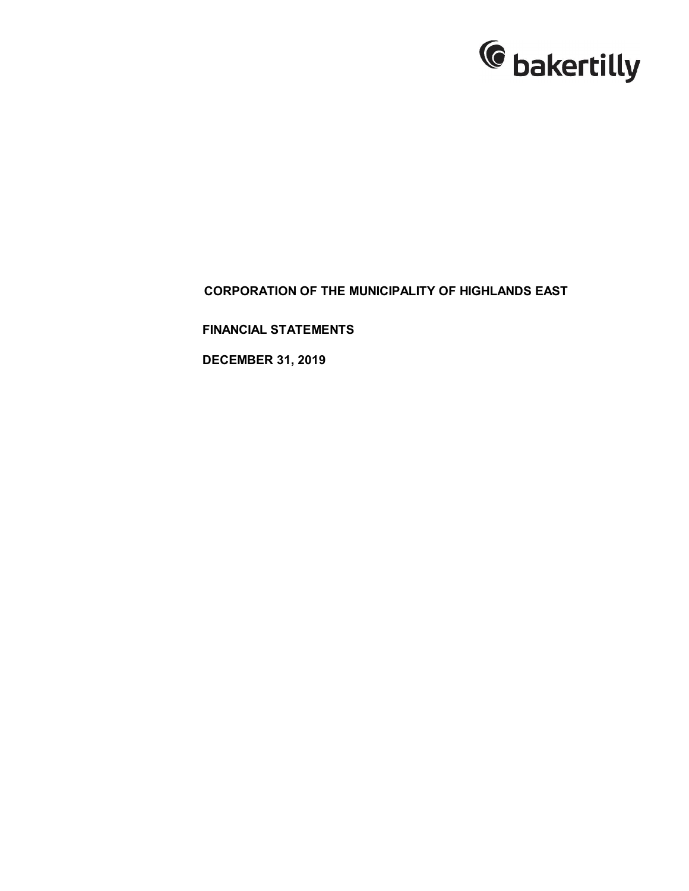bakertilly

# CORPORATION OF THE MUNICIPALITY OF HIGHLANDS EAST

**FINANCIAL STATEMENTS**

**DECEMBER 31, 2019**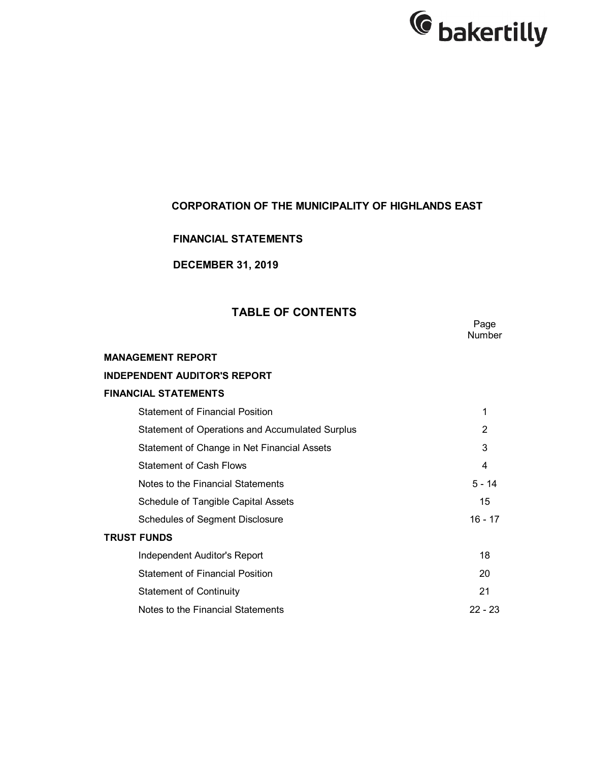bakertilly

# CORPORATION OF THE MUNICIPALITY OF HIGHLANDS EAST

## FINANCIAL STATEMENTS

## DECEMBER 31, 2019

## TABLE OF CONTENTS

| | Page Number |
|---|---|
| **MANAGEMENT REPORT** | |
| **INDEPENDENT AUDITOR'S REPORT** | |
| **FINANCIAL STATEMENTS** | |
| Statement of Financial Position | 1 |
| Statement of Operations and Accumulated Surplus | 2 |
| Statement of Change in Net Financial Assets | 3 |
| Statement of Cash Flows | 4 |
| Notes to the Financial Statements | 5 - 14 |
| Schedule of Tangible Capital Assets | 15 |
| Schedules of Segment Disclosure | 16 - 17 |
| **TRUST FUNDS** | |
| Independent Auditor's Report | 18 |
| Statement of Financial Position | 20 |
| Statement of Continuity | 21 |
| Notes to the Financial Statements | 22 - 23 |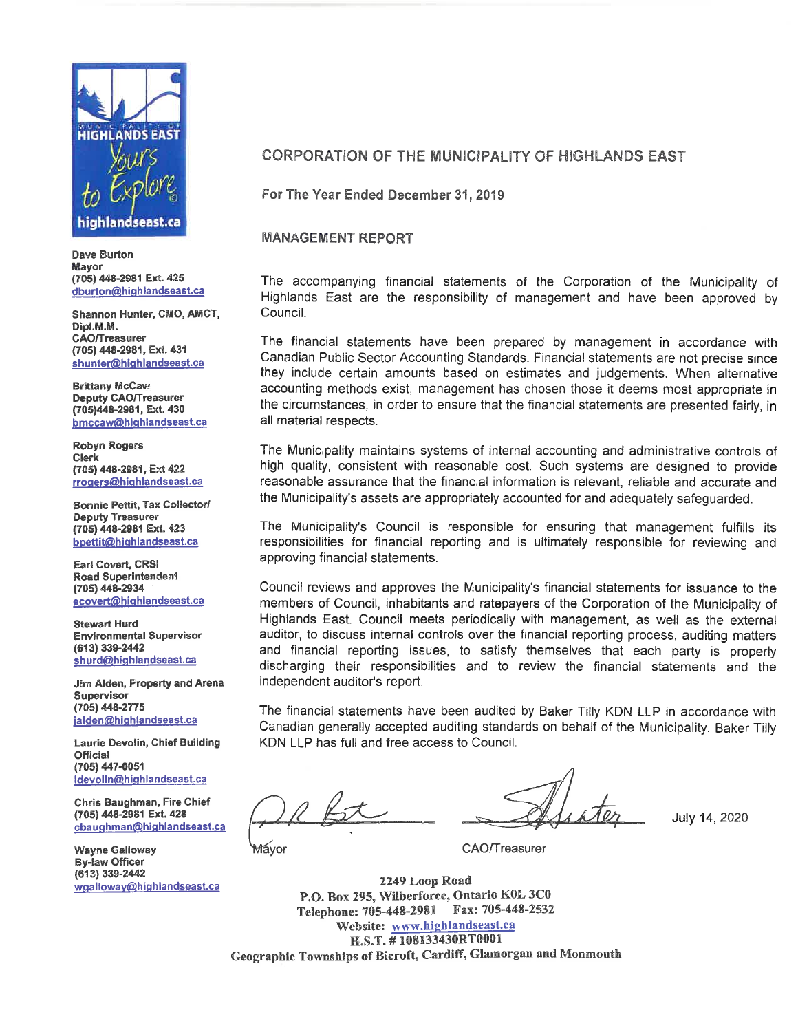MUNICIPALITY OF HIGHLANDS EAST

Yours to Explore

highlandseast.ca

**Dave Burton**
**Mayor**
**(705) 448-2981 Ext. 425**
**dburton@highlandseast.ca**

**Shannon Hunter, CMO, AMCT, Dipl.M.M.**
**CAO/Treasurer**
**(705) 448-2981, Ext. 431**
**shunter@highlandseast.ca**

**Brittany McCaw**
**Deputy CAO/Treasurer**
**(705)448-2981, Ext. 430**
**bmccaw@highlandseast.ca**

**Robyn Rogers**
**Clerk**
**(705) 448-2981, Ext 422**
**rrogers@highlandseast.ca**

**Bonnie Pettit, Tax Collector/ Deputy Treasurer**
**(705) 448-2981 Ext. 423**
**bpettit@highlandseast.ca**

**Earl Covert, CRSI**
**Road Superintendent**
**(705) 448-2934**
**ecovert@highlandseast.ca**

**Stewart Hurd**
**Environmental Supervisor**
**(613) 339-2442**
**shurd@highlandseast.ca**

**Jim Alden, Property and Arena Supervisor**
**(705) 448-2775**
**jalden@highlandseast.ca**

**Laurie Devolin, Chief Building Official**
**(705) 447-0051**
**ldevolin@highlandseast.ca**

**Chris Baughman, Fire Chief**
**(705) 448-2981 Ext. 428**
**cbaughman@highlandseast.ca**

**Wayne Galloway**
**By-law Officer**
**(613) 339-2442**
**wgalloway@highlandseast.ca**

## CORPORATION OF THE MUNICIPALITY OF HIGHLANDS EAST

**For The Year Ended December 31, 2019**

### MANAGEMENT REPORT

The accompanying financial statements of the Corporation of the Municipality of Highlands East are the responsibility of management and have been approved by Council.

The financial statements have been prepared by management in accordance with Canadian Public Sector Accounting Standards. Financial statements are not precise since they include certain amounts based on estimates and judgements. When alternative accounting methods exist, management has chosen those it deems most appropriate in the circumstances, in order to ensure that the financial statements are presented fairly, in all material respects.

The Municipality maintains systems of internal accounting and administrative controls of high quality, consistent with reasonable cost. Such systems are designed to provide reasonable assurance that the financial information is relevant, reliable and accurate and the Municipality's assets are appropriately accounted for and adequately safeguarded.

The Municipality's Council is responsible for ensuring that management fulfills its responsibilities for financial reporting and is ultimately responsible for reviewing and approving financial statements.

Council reviews and approves the Municipality's financial statements for issuance to the members of Council, inhabitants and ratepayers of the Corporation of the Municipality of Highlands East. Council meets periodically with management, as well as the external auditor, to discuss internal controls over the financial reporting process, auditing matters and financial reporting issues, to satisfy themselves that each party is properly discharging their responsibilities and to review the financial statements and the independent auditor's report.

The financial statements have been audited by Baker Tilly KDN LLP in accordance with Canadian generally accepted auditing standards on behalf of the Municipality. Baker Tilly KDN LLP has full and free access to Council.

Mayor

CAO/Treasurer

July 14, 2020

**2249 Loop Road**
**P.O. Box 295, Wilberforce, Ontario K0L 3C0**
**Telephone: 705-448-2981 Fax: 705-448-2532**
**Website: www.highlandseast.ca**
**H.S.T. # 108133430RT0001**
**Geographic Townships of Bicroft, Cardiff, Glamorgan and Monmouth**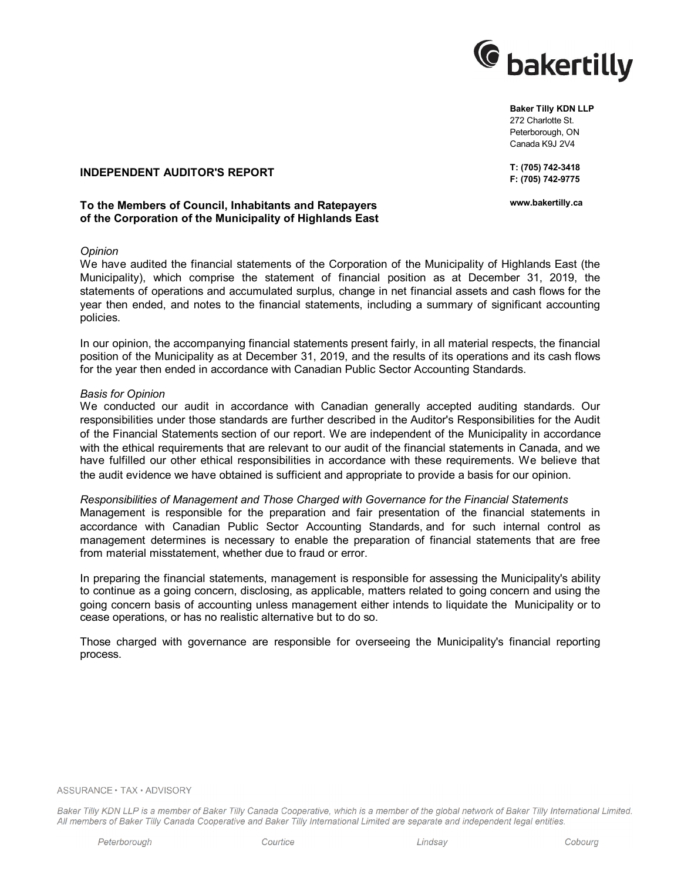**Baker Tilly KDN LLP**
272 Charlotte St.
Peterborough, ON
Canada K9J 2V4

**T: (705) 742-3418**
**F: (705) 742-9775**

**www.bakertilly.ca**

## INDEPENDENT AUDITOR'S REPORT

**To the Members of Council, Inhabitants and Ratepayers of the Corporation of the Municipality of Highlands East**

*Opinion*

We have audited the financial statements of the Corporation of the Municipality of Highlands East (the Municipality), which comprise the statement of financial position as at December 31, 2019, the statements of operations and accumulated surplus, change in net financial assets and cash flows for the year then ended, and notes to the financial statements, including a summary of significant accounting policies.

In our opinion, the accompanying financial statements present fairly, in all material respects, the financial position of the Municipality as at December 31, 2019, and the results of its operations and its cash flows for the year then ended in accordance with Canadian Public Sector Accounting Standards.

*Basis for Opinion*

We conducted our audit in accordance with Canadian generally accepted auditing standards. Our responsibilities under those standards are further described in the Auditor's Responsibilities for the Audit of the Financial Statements section of our report. We are independent of the Municipality in accordance with the ethical requirements that are relevant to our audit of the financial statements in Canada, and we have fulfilled our other ethical responsibilities in accordance with these requirements. We believe that the audit evidence we have obtained is sufficient and appropriate to provide a basis for our opinion.

*Responsibilities of Management and Those Charged with Governance for the Financial Statements*

Management is responsible for the preparation and fair presentation of the financial statements in accordance with Canadian Public Sector Accounting Standards, and for such internal control as management determines is necessary to enable the preparation of financial statements that are free from material misstatement, whether due to fraud or error.

In preparing the financial statements, management is responsible for assessing the Municipality's ability to continue as a going concern, disclosing, as applicable, matters related to going concern and using the going concern basis of accounting unless management either intends to liquidate the Municipality or to cease operations, or has no realistic alternative but to do so.

Those charged with governance are responsible for overseeing the Municipality's financial reporting process.

ASSURANCE • TAX • ADVISORY

*Baker Tilly KDN LLP is a member of Baker Tilly Canada Cooperative, which is a member of the global network of Baker Tilly International Limited. All members of Baker Tilly Canada Cooperative and Baker Tilly International Limited are separate and independent legal entities.*

*Peterborough* *Courtice* *Lindsay* *Cobourg*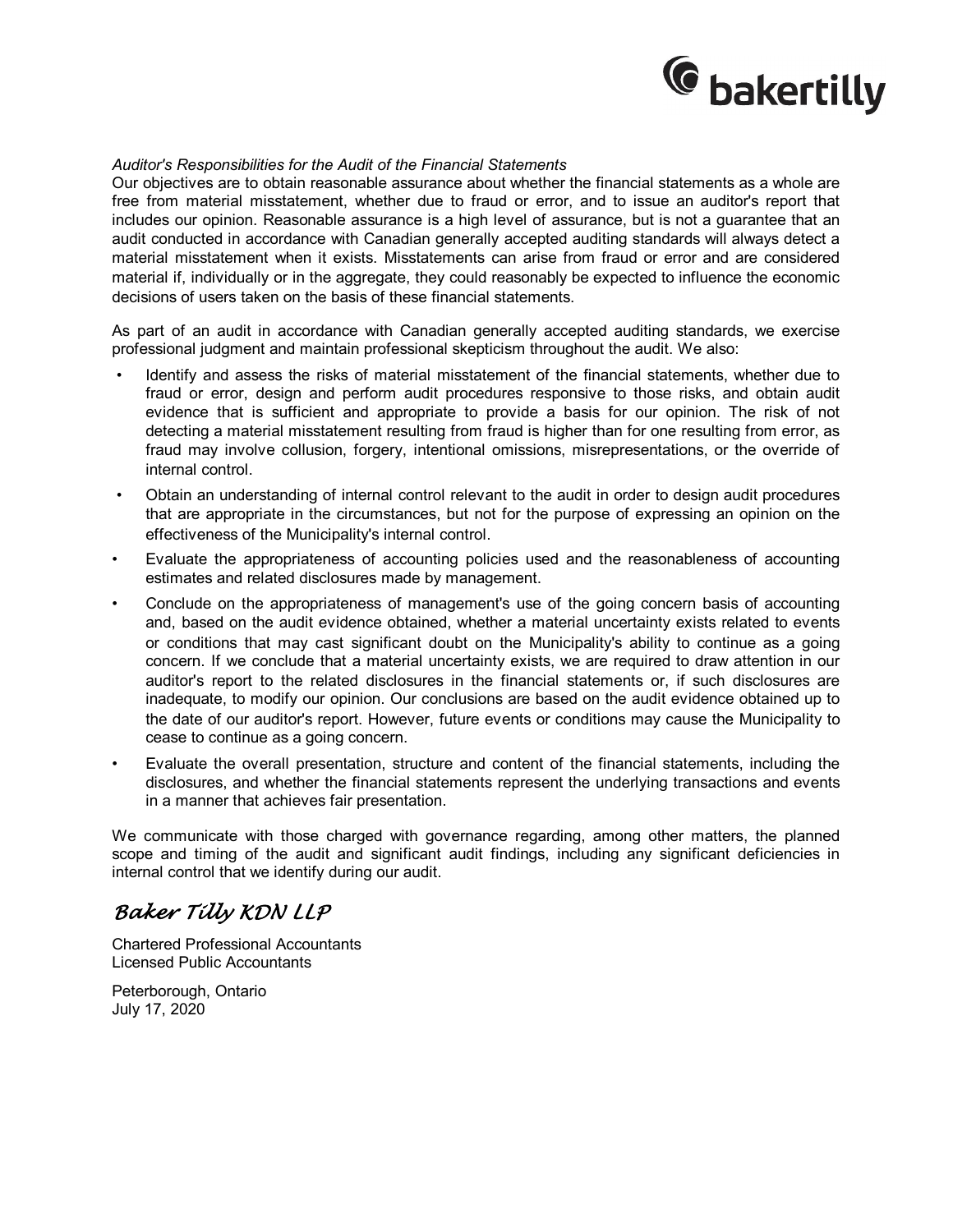*Auditor's Responsibilities for the Audit of the Financial Statements*

Our objectives are to obtain reasonable assurance about whether the financial statements as a whole are free from material misstatement, whether due to fraud or error, and to issue an auditor's report that includes our opinion. Reasonable assurance is a high level of assurance, but is not a guarantee that an audit conducted in accordance with Canadian generally accepted auditing standards will always detect a material misstatement when it exists. Misstatements can arise from fraud or error and are considered material if, individually or in the aggregate, they could reasonably be expected to influence the economic decisions of users taken on the basis of these financial statements.

As part of an audit in accordance with Canadian generally accepted auditing standards, we exercise professional judgment and maintain professional skepticism throughout the audit. We also:

- Identify and assess the risks of material misstatement of the financial statements, whether due to fraud or error, design and perform audit procedures responsive to those risks, and obtain audit evidence that is sufficient and appropriate to provide a basis for our opinion. The risk of not detecting a material misstatement resulting from fraud is higher than for one resulting from error, as fraud may involve collusion, forgery, intentional omissions, misrepresentations, or the override of internal control.
- Obtain an understanding of internal control relevant to the audit in order to design audit procedures that are appropriate in the circumstances, but not for the purpose of expressing an opinion on the effectiveness of the Municipality's internal control.
- Evaluate the appropriateness of accounting policies used and the reasonableness of accounting estimates and related disclosures made by management.
- Conclude on the appropriateness of management's use of the going concern basis of accounting and, based on the audit evidence obtained, whether a material uncertainty exists related to events or conditions that may cast significant doubt on the Municipality's ability to continue as a going concern. If we conclude that a material uncertainty exists, we are required to draw attention in our auditor's report to the related disclosures in the financial statements or, if such disclosures are inadequate, to modify our opinion. Our conclusions are based on the audit evidence obtained up to the date of our auditor's report. However, future events or conditions may cause the Municipality to cease to continue as a going concern.
- Evaluate the overall presentation, structure and content of the financial statements, including the disclosures, and whether the financial statements represent the underlying transactions and events in a manner that achieves fair presentation.

We communicate with those charged with governance regarding, among other matters, the planned scope and timing of the audit and significant audit findings, including any significant deficiencies in internal control that we identify during our audit.

*Baker Tilly KDN LLP*

Chartered Professional Accountants
Licensed Public Accountants

Peterborough, Ontario
July 17, 2020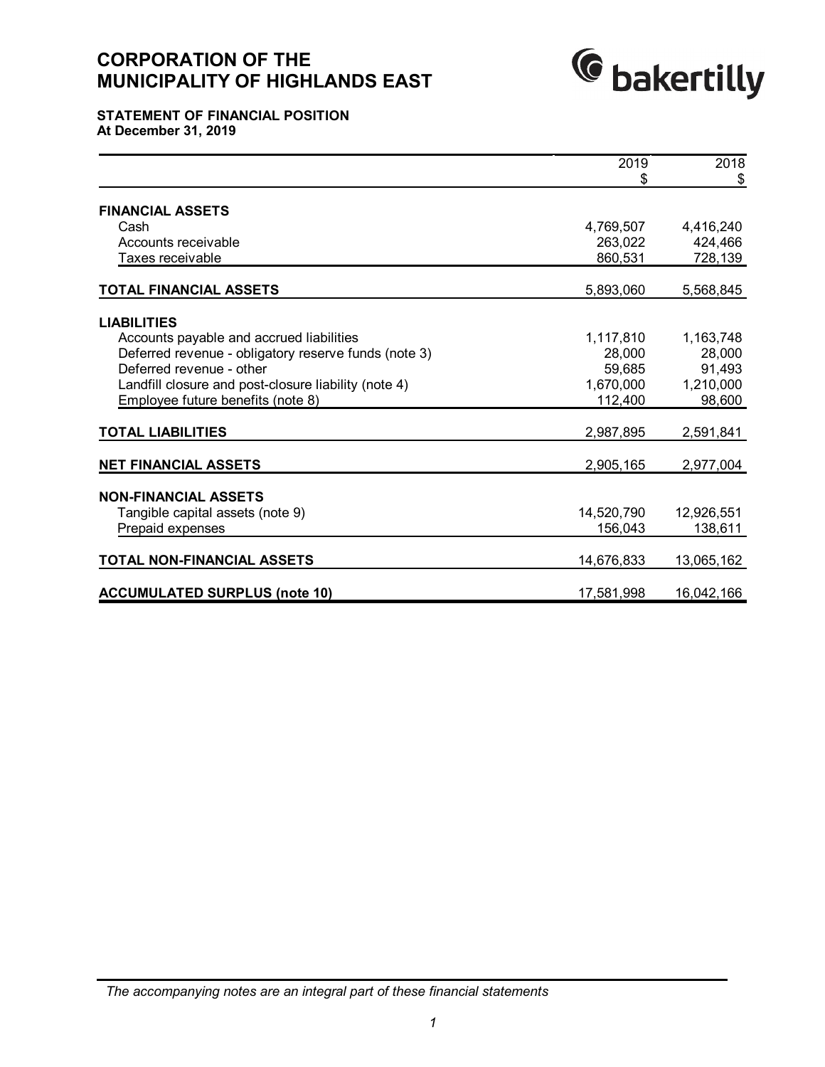# CORPORATION OF THE MUNICIPALITY OF HIGHLANDS EAST

## STATEMENT OF FINANCIAL POSITION
**At December 31, 2019**

| | 2019<br>$ | 2018<br>$ |
|---|---|---|
| **FINANCIAL ASSETS** | | |
| Cash | 4,769,507 | 4,416,240 |
| Accounts receivable | 263,022 | 424,466 |
| Taxes receivable | 860,531 | 728,139 |
| **TOTAL FINANCIAL ASSETS** | 5,893,060 | 5,568,845 |
| **LIABILITIES** | | |
| Accounts payable and accrued liabilities | 1,117,810 | 1,163,748 |
| Deferred revenue - obligatory reserve funds (note 3) | 28,000 | 28,000 |
| Deferred revenue - other | 59,685 | 91,493 |
| Landfill closure and post-closure liability (note 4) | 1,670,000 | 1,210,000 |
| Employee future benefits (note 8) | 112,400 | 98,600 |
| **TOTAL LIABILITIES** | 2,987,895 | 2,591,841 |
| **NET FINANCIAL ASSETS** | 2,905,165 | 2,977,004 |
| **NON-FINANCIAL ASSETS** | | |
| Tangible capital assets (note 9) | 14,520,790 | 12,926,551 |
| Prepaid expenses | 156,043 | 138,611 |
| **TOTAL NON-FINANCIAL ASSETS** | 14,676,833 | 13,065,162 |
| **ACCUMULATED SURPLUS (note 10)** | 17,581,998 | 16,042,166 |

*The accompanying notes are an integral part of these financial statements*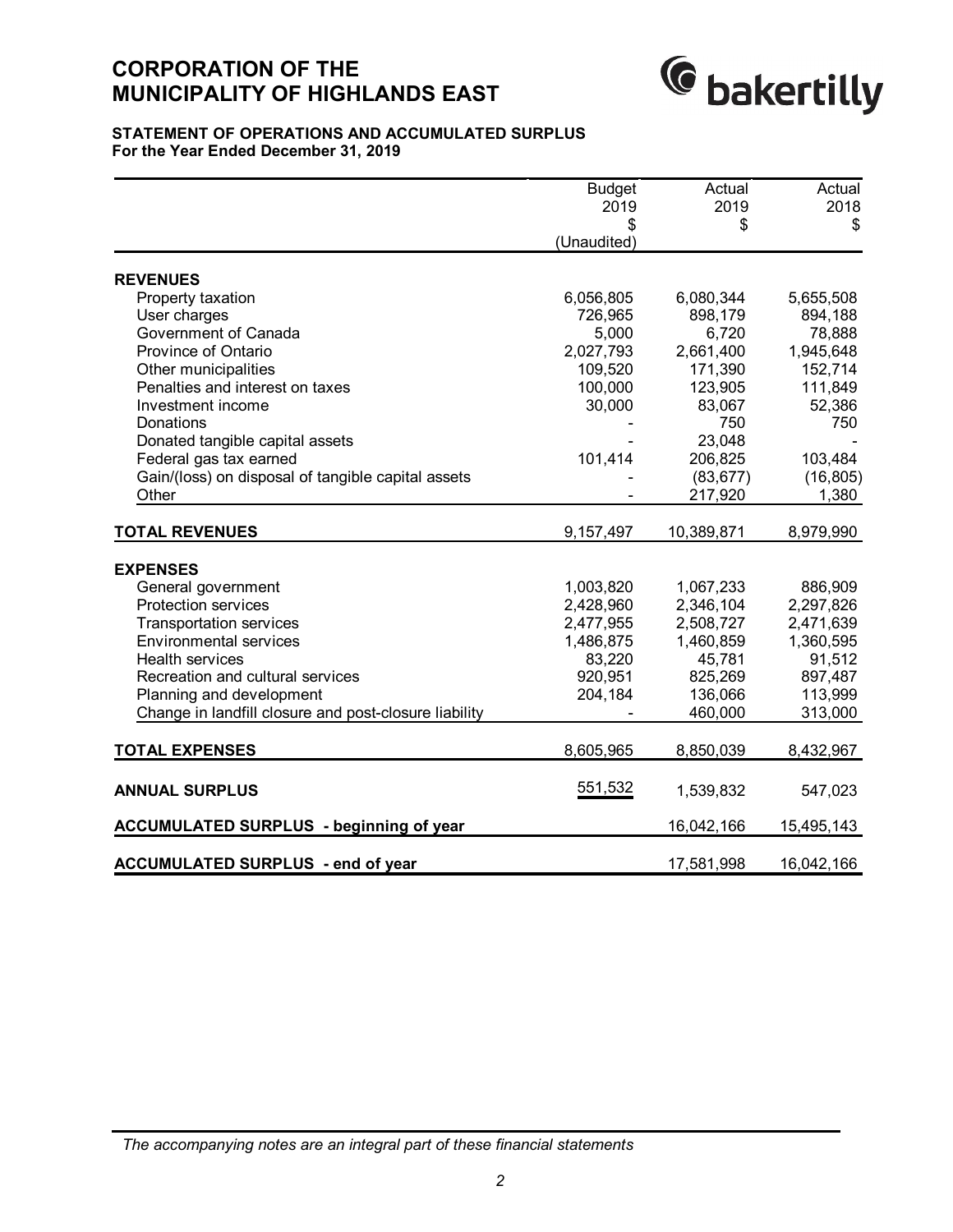# CORPORATION OF THE MUNICIPALITY OF HIGHLANDS EAST

## STATEMENT OF OPERATIONS AND ACCUMULATED SURPLUS
**For the Year Ended December 31, 2019**

| | Budget 2019 $ (Unaudited) | Actual 2019 $ | Actual 2018 $ |
|---|---|---|---|
| **REVENUES** | | | |
| Property taxation | 6,056,805 | 6,080,344 | 5,655,508 |
| User charges | 726,965 | 898,179 | 894,188 |
| Government of Canada | 5,000 | 6,720 | 78,888 |
| Province of Ontario | 2,027,793 | 2,661,400 | 1,945,648 |
| Other municipalities | 109,520 | 171,390 | 152,714 |
| Penalties and interest on taxes | 100,000 | 123,905 | 111,849 |
| Investment income | 30,000 | 83,067 | 52,386 |
| Donations | - | 750 | 750 |
| Donated tangible capital assets | - | 23,048 | - |
| Federal gas tax earned | 101,414 | 206,825 | 103,484 |
| Gain/(loss) on disposal of tangible capital assets | - | (83,677) | (16,805) |
| Other | - | 217,920 | 1,380 |
| **TOTAL REVENUES** | 9,157,497 | 10,389,871 | 8,979,990 |
| **EXPENSES** | | | |
| General government | 1,003,820 | 1,067,233 | 886,909 |
| Protection services | 2,428,960 | 2,346,104 | 2,297,826 |
| Transportation services | 2,477,955 | 2,508,727 | 2,471,639 |
| Environmental services | 1,486,875 | 1,460,859 | 1,360,595 |
| Health services | 83,220 | 45,781 | 91,512 |
| Recreation and cultural services | 920,951 | 825,269 | 897,487 |
| Planning and development | 204,184 | 136,066 | 113,999 |
| Change in landfill closure and post-closure liability | - | 460,000 | 313,000 |
| **TOTAL EXPENSES** | 8,605,965 | 8,850,039 | 8,432,967 |
| **ANNUAL SURPLUS** | 551,532 | 1,539,832 | 547,023 |
| **ACCUMULATED SURPLUS - beginning of year** | | 16,042,166 | 15,495,143 |
| **ACCUMULATED SURPLUS - end of year** | | 17,581,998 | 16,042,166 |

*The accompanying notes are an integral part of these financial statements*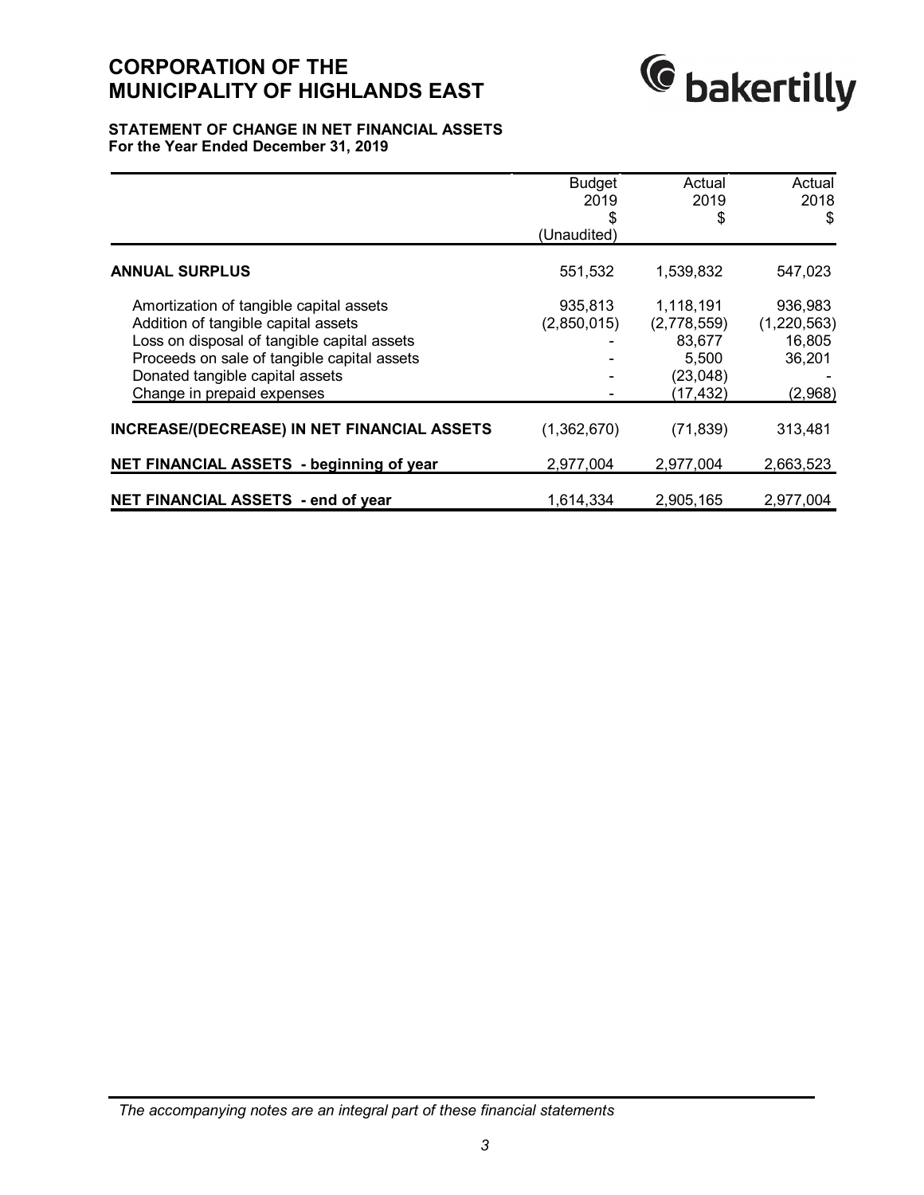# CORPORATION OF THE MUNICIPALITY OF HIGHLANDS EAST

## STATEMENT OF CHANGE IN NET FINANCIAL ASSETS
**For the Year Ended December 31, 2019**

| | Budget 2019 $ (Unaudited) | Actual 2019 $ | Actual 2018 $ |
|---|---|---|---|
| **ANNUAL SURPLUS** | 551,532 | 1,539,832 | 547,023 |
| Amortization of tangible capital assets | 935,813 | 1,118,191 | 936,983 |
| Addition of tangible capital assets | (2,850,015) | (2,778,559) | (1,220,563) |
| Loss on disposal of tangible capital assets | - | 83,677 | 16,805 |
| Proceeds on sale of tangible capital assets | - | 5,500 | 36,201 |
| Donated tangible capital assets | - | (23,048) | - |
| Change in prepaid expenses | - | (17,432) | (2,968) |
| **INCREASE/(DECREASE) IN NET FINANCIAL ASSETS** | (1,362,670) | (71,839) | 313,481 |
| **NET FINANCIAL ASSETS - beginning of year** | 2,977,004 | 2,977,004 | 2,663,523 |
| **NET FINANCIAL ASSETS - end of year** | 1,614,334 | 2,905,165 | 2,977,004 |

*The accompanying notes are an integral part of these financial statements*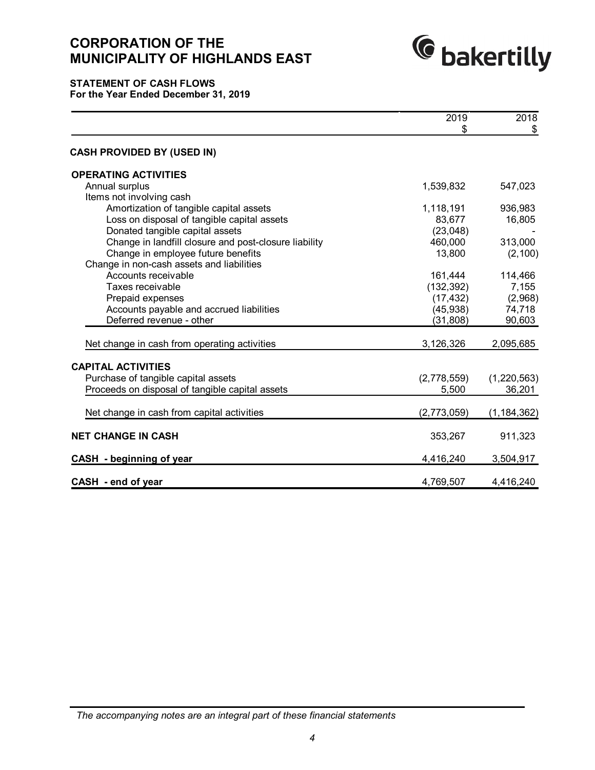# CORPORATION OF THE MUNICIPALITY OF HIGHLANDS EAST

## STATEMENT OF CASH FLOWS

**For the Year Ended December 31, 2019**

| | 2019 $ | 2018 $ |
|---|---|---|
| **CASH PROVIDED BY (USED IN)** | | |
| **OPERATING ACTIVITIES** | | |
| Annual surplus | 1,539,832 | 547,023 |
| Items not involving cash | | |
| Amortization of tangible capital assets | 1,118,191 | 936,983 |
| Loss on disposal of tangible capital assets | 83,677 | 16,805 |
| Donated tangible capital assets | (23,048) | - |
| Change in landfill closure and post-closure liability | 460,000 | 313,000 |
| Change in employee future benefits | 13,800 | (2,100) |
| Change in non-cash assets and liabilities | | |
| Accounts receivable | 161,444 | 114,466 |
| Taxes receivable | (132,392) | 7,155 |
| Prepaid expenses | (17,432) | (2,968) |
| Accounts payable and accrued liabilities | (45,938) | 74,718 |
| Deferred revenue - other | (31,808) | 90,603 |
| Net change in cash from operating activities | 3,126,326 | 2,095,685 |
| **CAPITAL ACTIVITIES** | | |
| Purchase of tangible capital assets | (2,778,559) | (1,220,563) |
| Proceeds on disposal of tangible capital assets | 5,500 | 36,201 |
| Net change in cash from capital activities | (2,773,059) | (1,184,362) |
| **NET CHANGE IN CASH** | 353,267 | 911,323 |
| **CASH - beginning of year** | 4,416,240 | 3,504,917 |
| **CASH - end of year** | 4,769,507 | 4,416,240 |

*The accompanying notes are an integral part of these financial statements*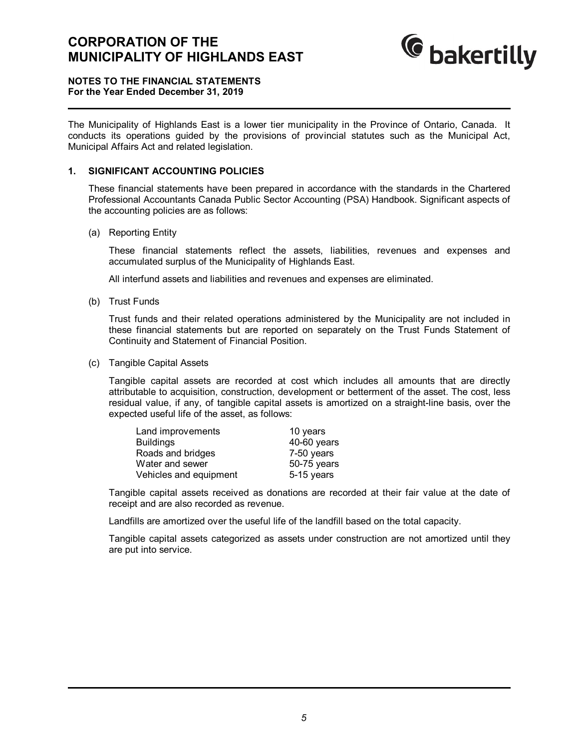# CORPORATION OF THE MUNICIPALITY OF HIGHLANDS EAST

**NOTES TO THE FINANCIAL STATEMENTS**
**For the Year Ended December 31, 2019**

The Municipality of Highlands East is a lower tier municipality in the Province of Ontario, Canada. It conducts its operations guided by the provisions of provincial statutes such as the Municipal Act, Municipal Affairs Act and related legislation.

## 1. SIGNIFICANT ACCOUNTING POLICIES

These financial statements have been prepared in accordance with the standards in the Chartered Professional Accountants Canada Public Sector Accounting (PSA) Handbook. Significant aspects of the accounting policies are as follows:

(a) Reporting Entity

These financial statements reflect the assets, liabilities, revenues and expenses and accumulated surplus of the Municipality of Highlands East.

All interfund assets and liabilities and revenues and expenses are eliminated.

(b) Trust Funds

Trust funds and their related operations administered by the Municipality are not included in these financial statements but are reported on separately on the Trust Funds Statement of Continuity and Statement of Financial Position.

(c) Tangible Capital Assets

Tangible capital assets are recorded at cost which includes all amounts that are directly attributable to acquisition, construction, development or betterment of the asset. The cost, less residual value, if any, of tangible capital assets is amortized on a straight-line basis, over the expected useful life of the asset, as follows:

| | |
|---|---|
| Land improvements | 10 years |
| Buildings | 40-60 years |
| Roads and bridges | 7-50 years |
| Water and sewer | 50-75 years |
| Vehicles and equipment | 5-15 years |

Tangible capital assets received as donations are recorded at their fair value at the date of receipt and are also recorded as revenue.

Landfills are amortized over the useful life of the landfill based on the total capacity.

Tangible capital assets categorized as assets under construction are not amortized until they are put into service.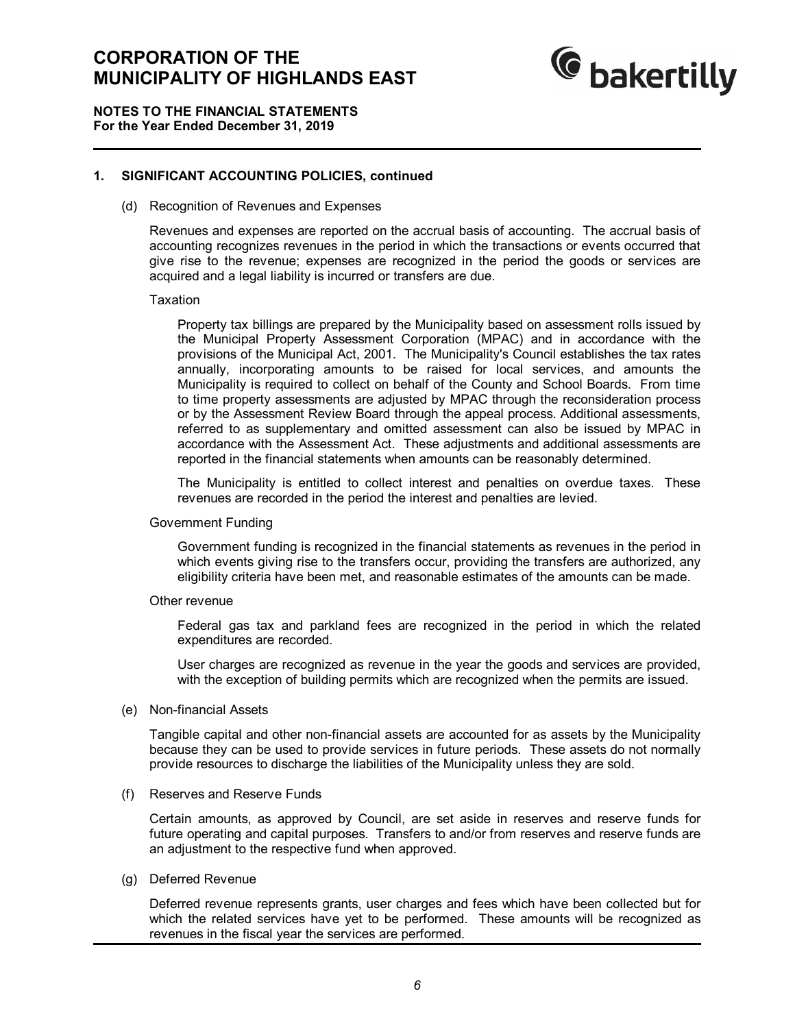## 1. SIGNIFICANT ACCOUNTING POLICIES, continued

(d) Recognition of Revenues and Expenses

Revenues and expenses are reported on the accrual basis of accounting. The accrual basis of accounting recognizes revenues in the period in which the transactions or events occurred that give rise to the revenue; expenses are recognized in the period the goods or services are acquired and a legal liability is incurred or transfers are due.

Taxation

Property tax billings are prepared by the Municipality based on assessment rolls issued by the Municipal Property Assessment Corporation (MPAC) and in accordance with the provisions of the Municipal Act, 2001. The Municipality's Council establishes the tax rates annually, incorporating amounts to be raised for local services, and amounts the Municipality is required to collect on behalf of the County and School Boards. From time to time property assessments are adjusted by MPAC through the reconsideration process or by the Assessment Review Board through the appeal process. Additional assessments, referred to as supplementary and omitted assessment can also be issued by MPAC in accordance with the Assessment Act. These adjustments and additional assessments are reported in the financial statements when amounts can be reasonably determined.

The Municipality is entitled to collect interest and penalties on overdue taxes. These revenues are recorded in the period the interest and penalties are levied.

Government Funding

Government funding is recognized in the financial statements as revenues in the period in which events giving rise to the transfers occur, providing the transfers are authorized, any eligibility criteria have been met, and reasonable estimates of the amounts can be made.

Other revenue

Federal gas tax and parkland fees are recognized in the period in which the related expenditures are recorded.

User charges are recognized as revenue in the year the goods and services are provided, with the exception of building permits which are recognized when the permits are issued.

(e) Non-financial Assets

Tangible capital and other non-financial assets are accounted for as assets by the Municipality because they can be used to provide services in future periods. These assets do not normally provide resources to discharge the liabilities of the Municipality unless they are sold.

(f) Reserves and Reserve Funds

Certain amounts, as approved by Council, are set aside in reserves and reserve funds for future operating and capital purposes. Transfers to and/or from reserves and reserve funds are an adjustment to the respective fund when approved.

(g) Deferred Revenue

Deferred revenue represents grants, user charges and fees which have been collected but for which the related services have yet to be performed. These amounts will be recognized as revenues in the fiscal year the services are performed.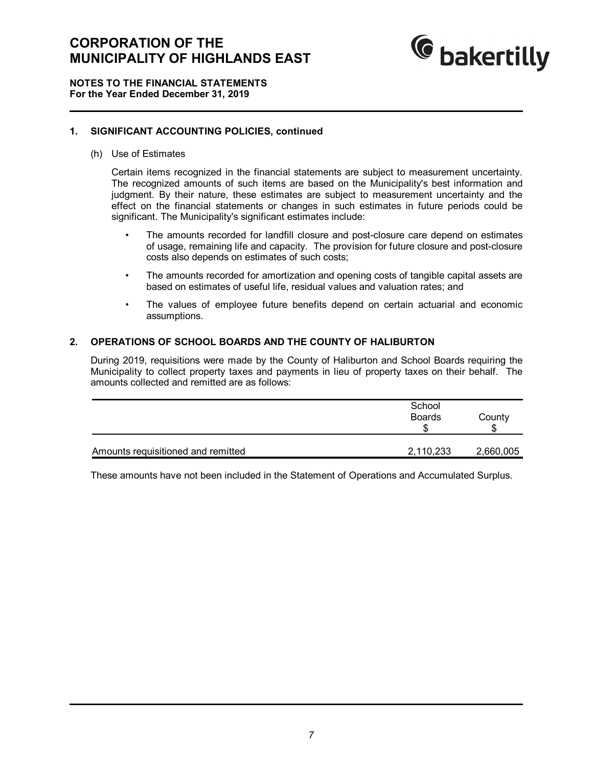## 1. SIGNIFICANT ACCOUNTING POLICIES, continued

(h) Use of Estimates

Certain items recognized in the financial statements are subject to measurement uncertainty. The recognized amounts of such items are based on the Municipality's best information and judgment. By their nature, these estimates are subject to measurement uncertainty and the effect on the financial statements or changes in such estimates in future periods could be significant. The Municipality's significant estimates include:

- The amounts recorded for landfill closure and post-closure care depend on estimates of usage, remaining life and capacity. The provision for future closure and post-closure costs also depends on estimates of such costs;
- The amounts recorded for amortization and opening costs of tangible capital assets are based on estimates of useful life, residual values and valuation rates; and
- The values of employee future benefits depend on certain actuarial and economic assumptions.

## 2. OPERATIONS OF SCHOOL BOARDS AND THE COUNTY OF HALIBURTON

During 2019, requisitions were made by the County of Haliburton and School Boards requiring the Municipality to collect property taxes and payments in lieu of property taxes on their behalf. The amounts collected and remitted are as follows:

| | School Boards $ | County $ |
|---|---|---|
| Amounts requisitioned and remitted | 2,110,233 | 2,660,005 |

These amounts have not been included in the Statement of Operations and Accumulated Surplus.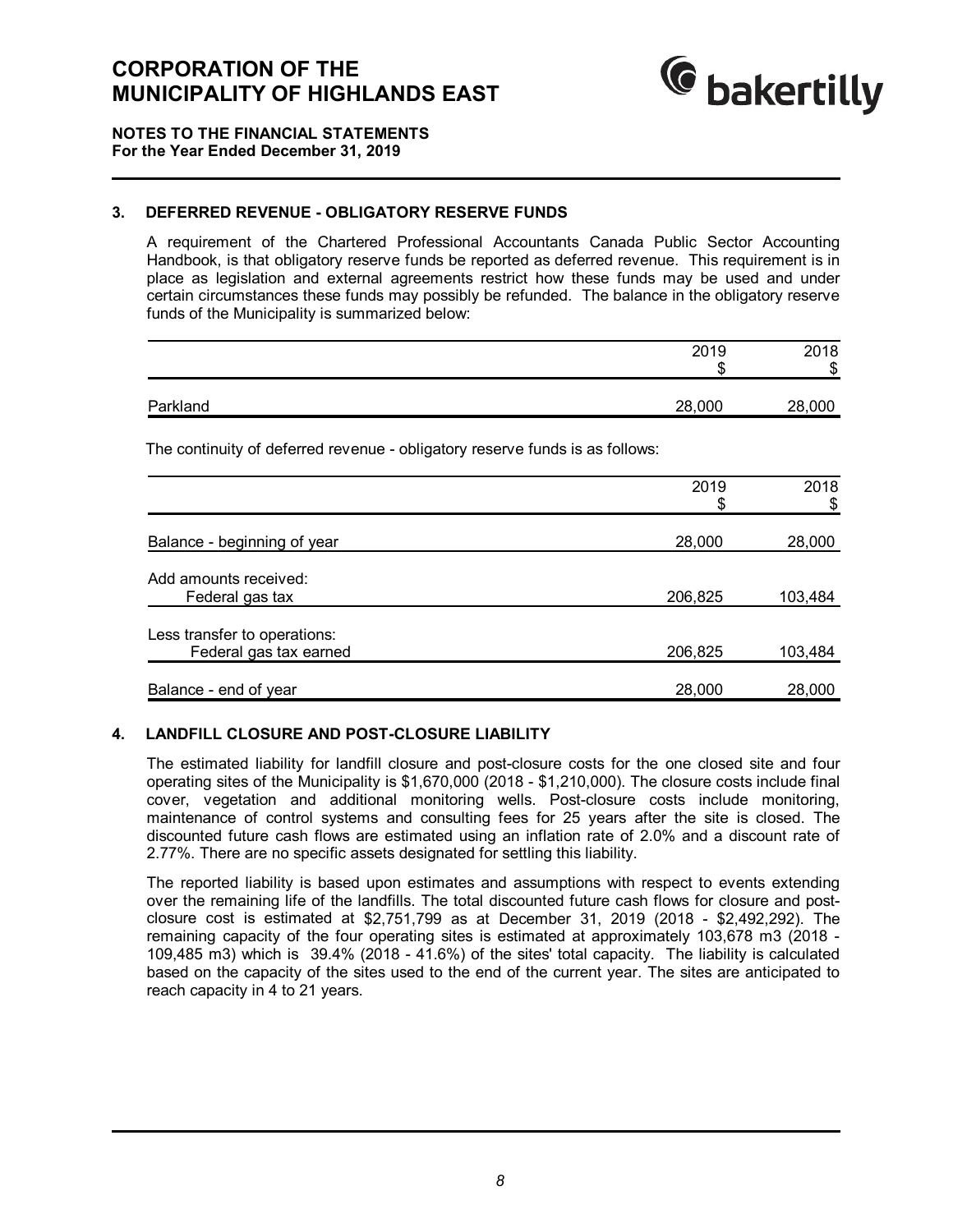# CORPORATION OF THE MUNICIPALITY OF HIGHLANDS EAST

**NOTES TO THE FINANCIAL STATEMENTS**
**For the Year Ended December 31, 2019**

## 3. DEFERRED REVENUE - OBLIGATORY RESERVE FUNDS

A requirement of the Chartered Professional Accountants Canada Public Sector Accounting Handbook, is that obligatory reserve funds be reported as deferred revenue. This requirement is in place as legislation and external agreements restrict how these funds may be used and under certain circumstances these funds may possibly be refunded. The balance in the obligatory reserve funds of the Municipality is summarized below:

| | 2019<br>$ | 2018<br>$ |
|---|---|---|
| Parkland | 28,000 | 28,000 |

The continuity of deferred revenue - obligatory reserve funds is as follows:

| | 2019<br>$ | 2018<br>$ |
|---|---|---|
| Balance - beginning of year | 28,000 | 28,000 |
| Add amounts received: | | |
| Federal gas tax | 206,825 | 103,484 |
| Less transfer to operations: | | |
| Federal gas tax earned | 206,825 | 103,484 |
| Balance - end of year | 28,000 | 28,000 |

## 4. LANDFILL CLOSURE AND POST-CLOSURE LIABILITY

The estimated liability for landfill closure and post-closure costs for the one closed site and four operating sites of the Municipality is $1,670,000 (2018 - $1,210,000). The closure costs include final cover, vegetation and additional monitoring wells. Post-closure costs include monitoring, maintenance of control systems and consulting fees for 25 years after the site is closed. The discounted future cash flows are estimated using an inflation rate of 2.0% and a discount rate of 2.77%. There are no specific assets designated for settling this liability.

The reported liability is based upon estimates and assumptions with respect to events extending over the remaining life of the landfills. The total discounted future cash flows for closure and post-closure cost is estimated at $2,751,799 as at December 31, 2019 (2018 - $2,492,292). The remaining capacity of the four operating sites is estimated at approximately 103,678 m3 (2018 - 109,485 m3) which is 39.4% (2018 - 41.6%) of the sites' total capacity. The liability is calculated based on the capacity of the sites used to the end of the current year. The sites are anticipated to reach capacity in 4 to 21 years.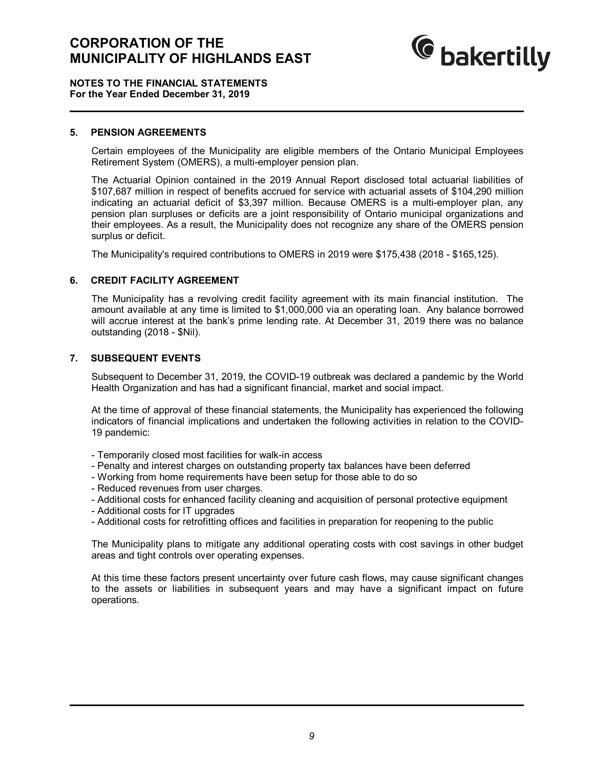## 5. PENSION AGREEMENTS

Certain employees of the Municipality are eligible members of the Ontario Municipal Employees Retirement System (OMERS), a multi-employer pension plan.

The Actuarial Opinion contained in the 2019 Annual Report disclosed total actuarial liabilities of $107,687 million in respect of benefits accrued for service with actuarial assets of $104,290 million indicating an actuarial deficit of $3,397 million. Because OMERS is a multi-employer plan, any pension plan surpluses or deficits are a joint responsibility of Ontario municipal organizations and their employees. As a result, the Municipality does not recognize any share of the OMERS pension surplus or deficit.

The Municipality's required contributions to OMERS in 2019 were $175,438 (2018 - $165,125).

## 6. CREDIT FACILITY AGREEMENT

The Municipality has a revolving credit facility agreement with its main financial institution. The amount available at any time is limited to $1,000,000 via an operating loan. Any balance borrowed will accrue interest at the bank's prime lending rate. At December 31, 2019 there was no balance outstanding (2018 - $Nil).

## 7. SUBSEQUENT EVENTS

Subsequent to December 31, 2019, the COVID-19 outbreak was declared a pandemic by the World Health Organization and has had a significant financial, market and social impact.

At the time of approval of these financial statements, the Municipality has experienced the following indicators of financial implications and undertaken the following activities in relation to the COVID-19 pandemic:

- Temporarily closed most facilities for walk-in access
- Penalty and interest charges on outstanding property tax balances have been deferred
- Working from home requirements have been setup for those able to do so
- Reduced revenues from user charges.
- Additional costs for enhanced facility cleaning and acquisition of personal protective equipment
- Additional costs for IT upgrades
- Additional costs for retrofitting offices and facilities in preparation for reopening to the public

The Municipality plans to mitigate any additional operating costs with cost savings in other budget areas and tight controls over operating expenses.

At this time these factors present uncertainty over future cash flows, may cause significant changes to the assets or liabilities in subsequent years and may have a significant impact on future operations.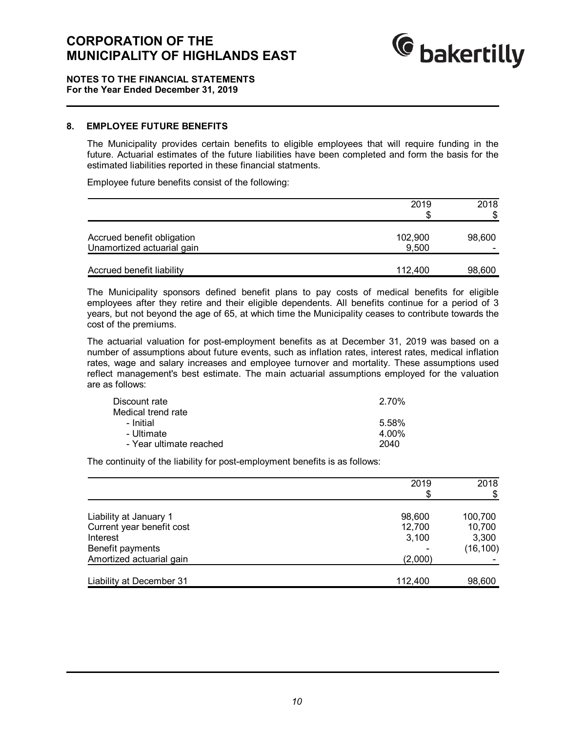# CORPORATION OF THE MUNICIPALITY OF HIGHLANDS EAST

**NOTES TO THE FINANCIAL STATEMENTS**
**For the Year Ended December 31, 2019**

## 8. EMPLOYEE FUTURE BENEFITS

The Municipality provides certain benefits to eligible employees that will require funding in the future. Actuarial estimates of the future liabilities have been completed and form the basis for the estimated liabilities reported in these financial statments.

Employee future benefits consist of the following:

| | 2019<br>$ | 2018<br>$ |
|---|---|---|
| Accrued benefit obligation | 102,900 | 98,600 |
| Unamortized actuarial gain | 9,500 | - |
| Accrued benefit liability | 112,400 | 98,600 |

The Municipality sponsors defined benefit plans to pay costs of medical benefits for eligible employees after they retire and their eligible dependents. All benefits continue for a period of 3 years, but not beyond the age of 65, at which time the Municipality ceases to contribute towards the cost of the premiums.

The actuarial valuation for post-employment benefits as at December 31, 2019 was based on a number of assumptions about future events, such as inflation rates, interest rates, medical inflation rates, wage and salary increases and employee turnover and mortality. These assumptions used reflect management's best estimate. The main actuarial assumptions employed for the valuation are as follows:

| | |
|---|---|
| Discount rate | 2.70% |
| Medical trend rate | |
| - Initial | 5.58% |
| - Ultimate | 4.00% |
| - Year ultimate reached | 2040 |

The continuity of the liability for post-employment benefits is as follows:

| | 2019<br>$ | 2018<br>$ |
|---|---|---|
| Liability at January 1 | 98,600 | 100,700 |
| Current year benefit cost | 12,700 | 10,700 |
| Interest | 3,100 | 3,300 |
| Benefit payments | - | (16,100) |
| Amortized actuarial gain | (2,000) | - |
| Liability at December 31 | 112,400 | 98,600 |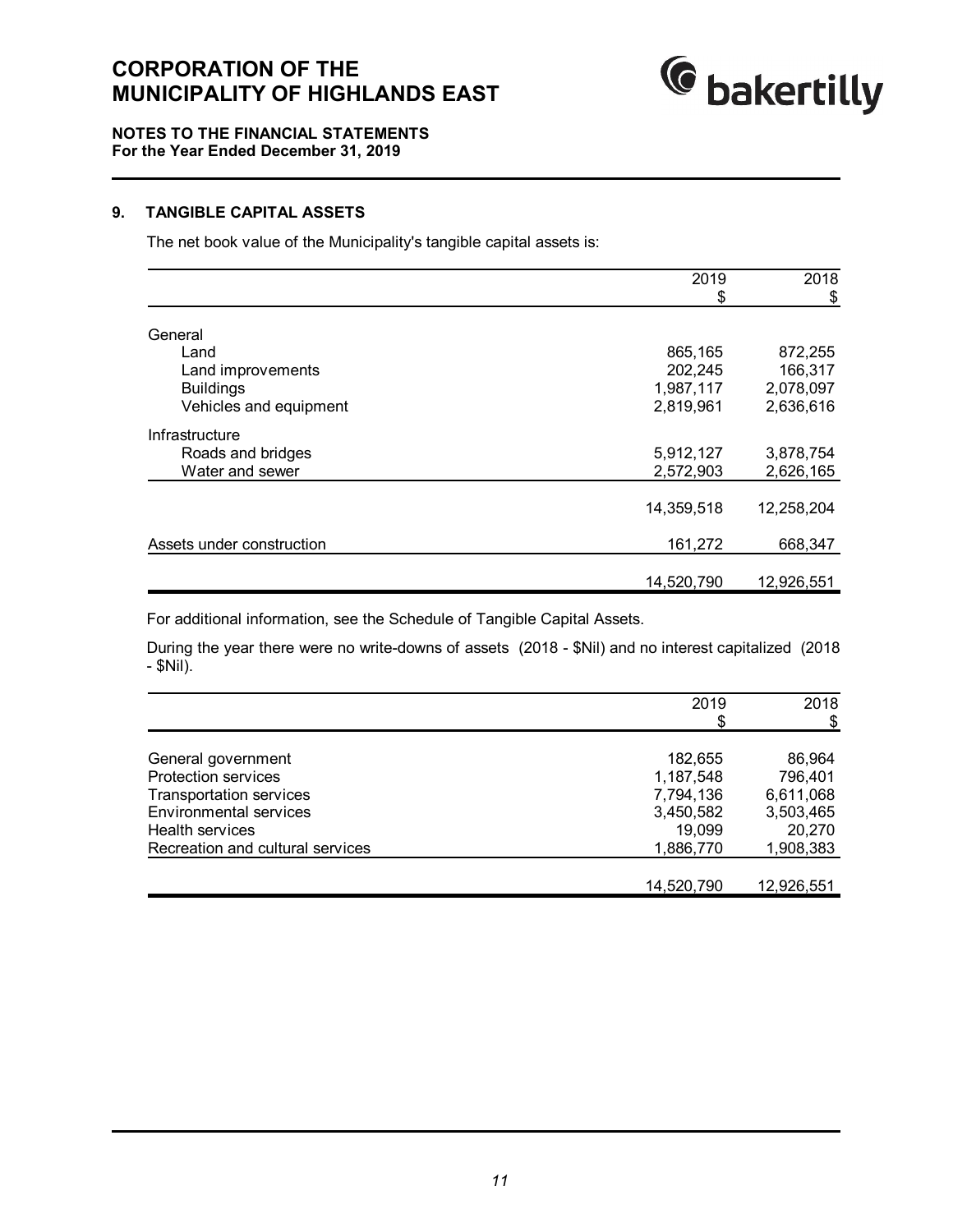# CORPORATION OF THE MUNICIPALITY OF HIGHLANDS EAST

**NOTES TO THE FINANCIAL STATEMENTS**
**For the Year Ended December 31, 2019**

## 9. TANGIBLE CAPITAL ASSETS

The net book value of the Municipality's tangible capital assets is:

| | 2019<br>$ | 2018<br>$ |
|---|---|---|
| General | | |
| Land | 865,165 | 872,255 |
| Land improvements | 202,245 | 166,317 |
| Buildings | 1,987,117 | 2,078,097 |
| Vehicles and equipment | 2,819,961 | 2,636,616 |
| Infrastructure | | |
| Roads and bridges | 5,912,127 | 3,878,754 |
| Water and sewer | 2,572,903 | 2,626,165 |
| | 14,359,518 | 12,258,204 |
| Assets under construction | 161,272 | 668,347 |
| | 14,520,790 | 12,926,551 |

For additional information, see the Schedule of Tangible Capital Assets.

During the year there were no write-downs of assets (2018 - $Nil) and no interest capitalized (2018 - $Nil).

| | 2019<br>$ | 2018<br>$ |
|---|---|---|
| General government | 182,655 | 86,964 |
| Protection services | 1,187,548 | 796,401 |
| Transportation services | 7,794,136 | 6,611,068 |
| Environmental services | 3,450,582 | 3,503,465 |
| Health services | 19,099 | 20,270 |
| Recreation and cultural services | 1,886,770 | 1,908,383 |
| | 14,520,790 | 12,926,551 |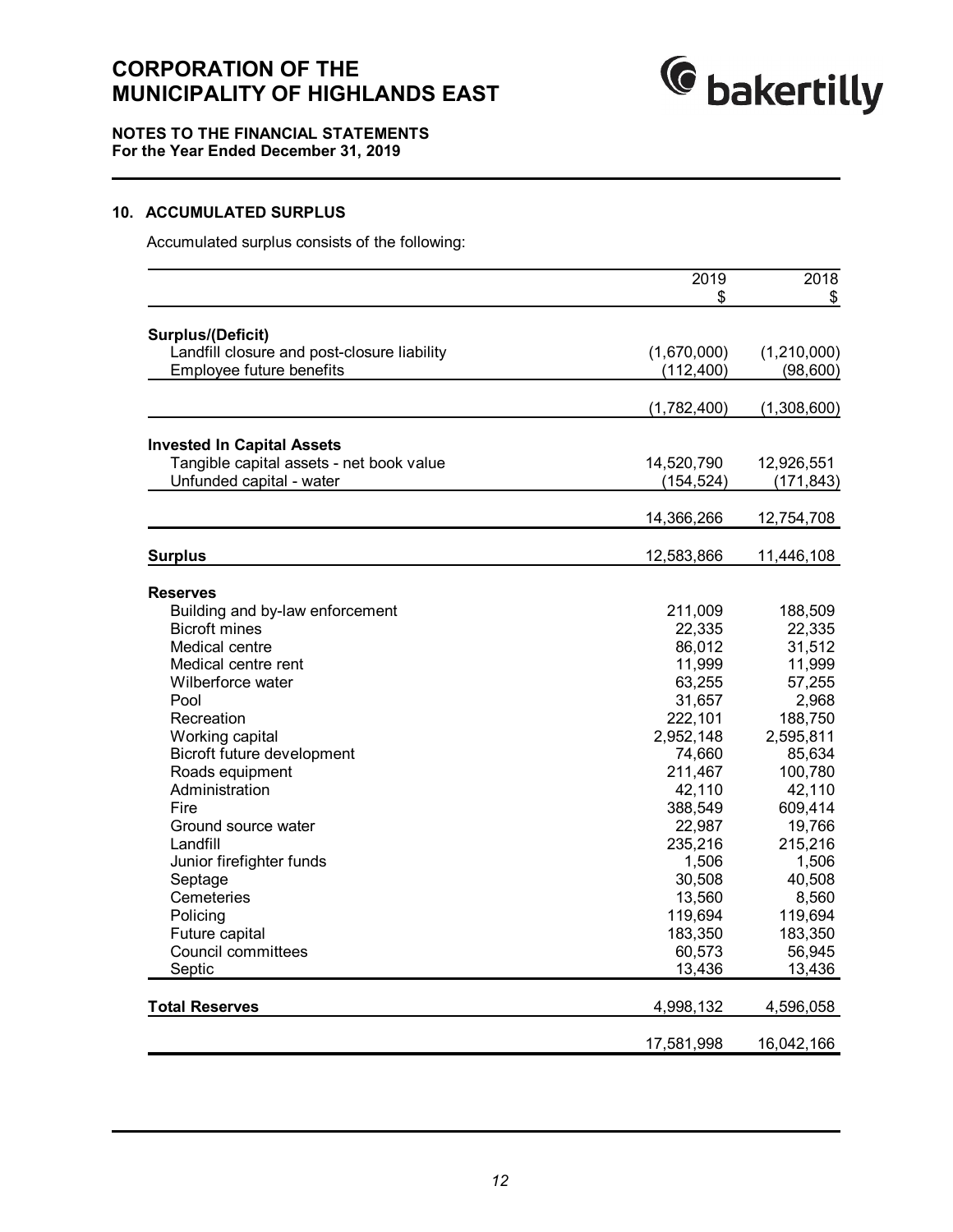## 10. ACCUMULATED SURPLUS

Accumulated surplus consists of the following:

| | 2019<br>$ | 2018<br>$ |
|---|---|---|
| **Surplus/(Deficit)** | | |
| Landfill closure and post-closure liability | (1,670,000) | (1,210,000) |
| Employee future benefits | (112,400) | (98,600) |
| | (1,782,400) | (1,308,600) |
| **Invested In Capital Assets** | | |
| Tangible capital assets - net book value | 14,520,790 | 12,926,551 |
| Unfunded capital - water | (154,524) | (171,843) |
| | 14,366,266 | 12,754,708 |
| **Surplus** | 12,583,866 | 11,446,108 |
| **Reserves** | | |
| Building and by-law enforcement | 211,009 | 188,509 |
| Bicroft mines | 22,335 | 22,335 |
| Medical centre | 86,012 | 31,512 |
| Medical centre rent | 11,999 | 11,999 |
| Wilberforce water | 63,255 | 57,255 |
| Pool | 31,657 | 2,968 |
| Recreation | 222,101 | 188,750 |
| Working capital | 2,952,148 | 2,595,811 |
| Bicroft future development | 74,660 | 85,634 |
| Roads equipment | 211,467 | 100,780 |
| Administration | 42,110 | 42,110 |
| Fire | 388,549 | 609,414 |
| Ground source water | 22,987 | 19,766 |
| Landfill | 235,216 | 215,216 |
| Junior firefighter funds | 1,506 | 1,506 |
| Septage | 30,508 | 40,508 |
| Cemeteries | 13,560 | 8,560 |
| Policing | 119,694 | 119,694 |
| Future capital | 183,350 | 183,350 |
| Council committees | 60,573 | 56,945 |
| Septic | 13,436 | 13,436 |
| **Total Reserves** | 4,998,132 | 4,596,058 |
| | 17,581,998 | 16,042,166 |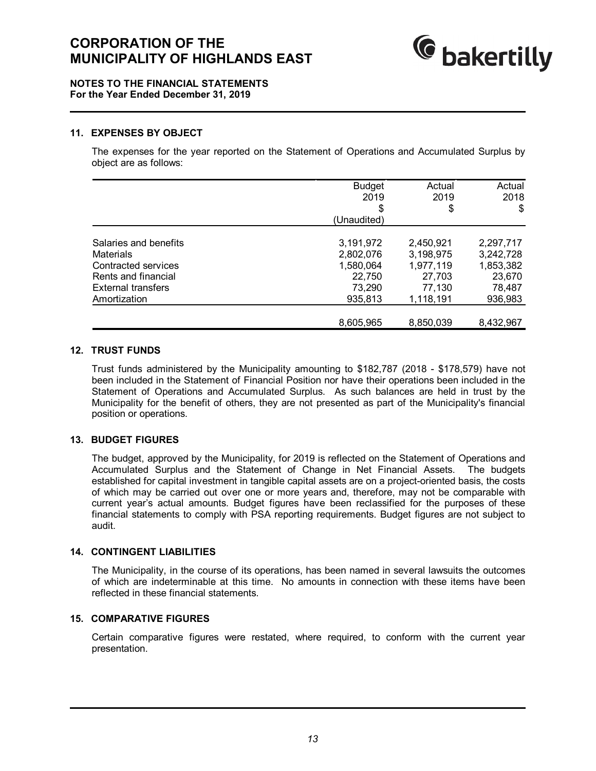# CORPORATION OF THE MUNICIPALITY OF HIGHLANDS EAST

**NOTES TO THE FINANCIAL STATEMENTS**
**For the Year Ended December 31, 2019**

## 11. EXPENSES BY OBJECT

The expenses for the year reported on the Statement of Operations and Accumulated Surplus by object are as follows:

| | Budget 2019 $ (Unaudited) | Actual 2019 $ | Actual 2018 $ |
|---|---|---|---|
| Salaries and benefits | 3,191,972 | 2,450,921 | 2,297,717 |
| Materials | 2,802,076 | 3,198,975 | 3,242,728 |
| Contracted services | 1,580,064 | 1,977,119 | 1,853,382 |
| Rents and financial | 22,750 | 27,703 | 23,670 |
| External transfers | 73,290 | 77,130 | 78,487 |
| Amortization | 935,813 | 1,118,191 | 936,983 |
| | 8,605,965 | 8,850,039 | 8,432,967 |

## 12. TRUST FUNDS

Trust funds administered by the Municipality amounting to $182,787 (2018 - $178,579) have not been included in the Statement of Financial Position nor have their operations been included in the Statement of Operations and Accumulated Surplus. As such balances are held in trust by the Municipality for the benefit of others, they are not presented as part of the Municipality's financial position or operations.

## 13. BUDGET FIGURES

The budget, approved by the Municipality, for 2019 is reflected on the Statement of Operations and Accumulated Surplus and the Statement of Change in Net Financial Assets. The budgets established for capital investment in tangible capital assets are on a project-oriented basis, the costs of which may be carried out over one or more years and, therefore, may not be comparable with current year's actual amounts. Budget figures have been reclassified for the purposes of these financial statements to comply with PSA reporting requirements. Budget figures are not subject to audit.

## 14. CONTINGENT LIABILITIES

The Municipality, in the course of its operations, has been named in several lawsuits the outcomes of which are indeterminable at this time. No amounts in connection with these items have been reflected in these financial statements.

## 15. COMPARATIVE FIGURES

Certain comparative figures were restated, where required, to conform with the current year presentation.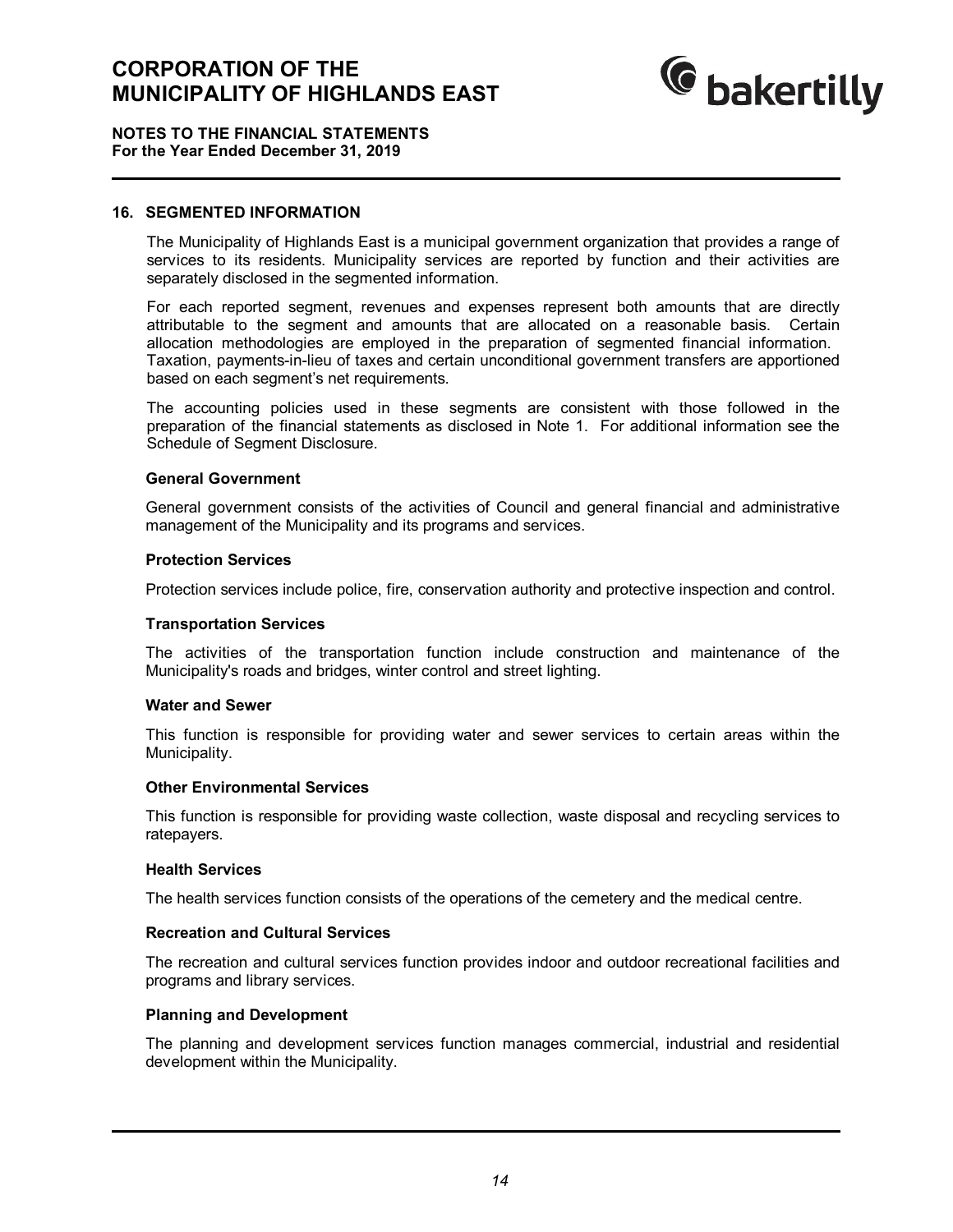## 16. SEGMENTED INFORMATION

The Municipality of Highlands East is a municipal government organization that provides a range of services to its residents. Municipality services are reported by function and their activities are separately disclosed in the segmented information.

For each reported segment, revenues and expenses represent both amounts that are directly attributable to the segment and amounts that are allocated on a reasonable basis. Certain allocation methodologies are employed in the preparation of segmented financial information. Taxation, payments-in-lieu of taxes and certain unconditional government transfers are apportioned based on each segment's net requirements.

The accounting policies used in these segments are consistent with those followed in the preparation of the financial statements as disclosed in Note 1. For additional information see the Schedule of Segment Disclosure.

### General Government

General government consists of the activities of Council and general financial and administrative management of the Municipality and its programs and services.

### Protection Services

Protection services include police, fire, conservation authority and protective inspection and control.

### Transportation Services

The activities of the transportation function include construction and maintenance of the Municipality's roads and bridges, winter control and street lighting.

### Water and Sewer

This function is responsible for providing water and sewer services to certain areas within the Municipality.

### Other Environmental Services

This function is responsible for providing waste collection, waste disposal and recycling services to ratepayers.

### Health Services

The health services function consists of the operations of the cemetery and the medical centre.

### Recreation and Cultural Services

The recreation and cultural services function provides indoor and outdoor recreational facilities and programs and library services.

### Planning and Development

The planning and development services function manages commercial, industrial and residential development within the Municipality.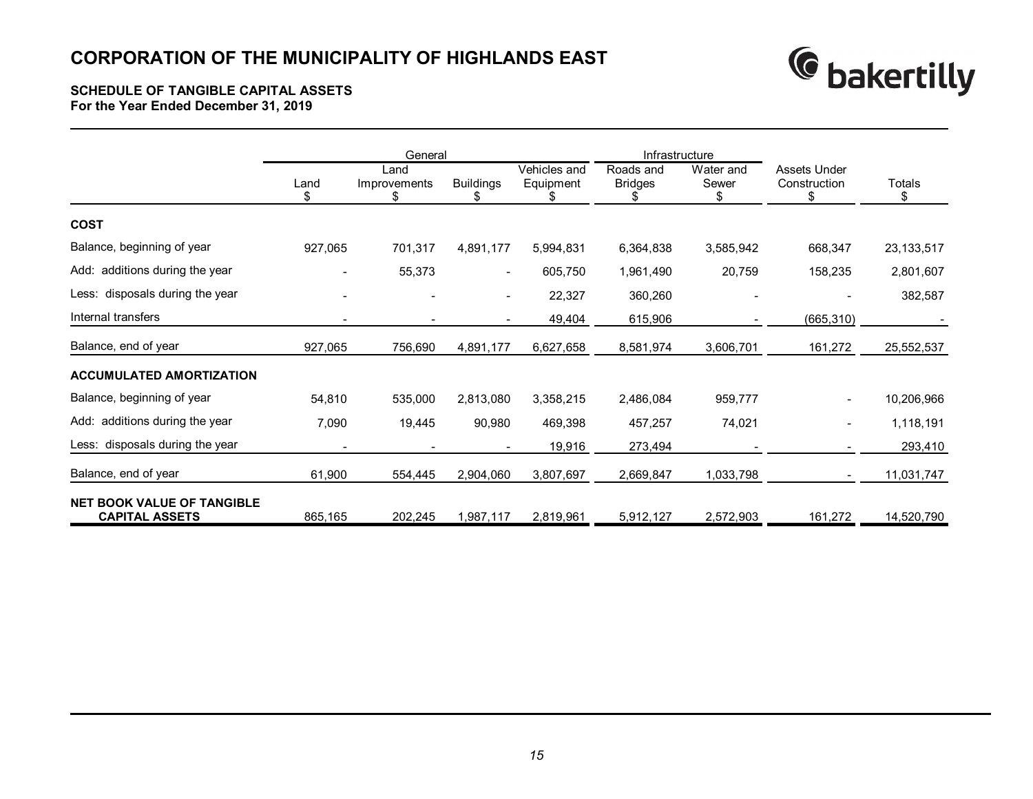# CORPORATION OF THE MUNICIPALITY OF HIGHLANDS EAST

**SCHEDULE OF TANGIBLE CAPITAL ASSETS**
**For the Year Ended December 31, 2019**

| | General | | | | Infrastructure | | | |
|---|---|---|---|---|---|---|---|---|
| | Land<br>$ | Land Improvements<br>$ | Buildings<br>$ | Vehicles and Equipment<br>$ | Roads and Bridges<br>$ | Water and Sewer<br>$ | Assets Under Construction<br>$ | Totals<br>$ |
| **COST** | | | | | | | | |
| Balance, beginning of year | 927,065 | 701,317 | 4,891,177 | 5,994,831 | 6,364,838 | 3,585,942 | 668,347 | 23,133,517 |
| Add: additions during the year | - | 55,373 | - | 605,750 | 1,961,490 | 20,759 | 158,235 | 2,801,607 |
| Less: disposals during the year | - | - | - | 22,327 | 360,260 | - | - | 382,587 |
| Internal transfers | - | - | - | 49,404 | 615,906 | - | (665,310) | - |
| Balance, end of year | 927,065 | 756,690 | 4,891,177 | 6,627,658 | 8,581,974 | 3,606,701 | 161,272 | 25,552,537 |
| **ACCUMULATED AMORTIZATION** | | | | | | | | |
| Balance, beginning of year | 54,810 | 535,000 | 2,813,080 | 3,358,215 | 2,486,084 | 959,777 | - | 10,206,966 |
| Add: additions during the year | 7,090 | 19,445 | 90,980 | 469,398 | 457,257 | 74,021 | - | 1,118,191 |
| Less: disposals during the year | - | - | - | 19,916 | 273,494 | - | - | 293,410 |
| Balance, end of year | 61,900 | 554,445 | 2,904,060 | 3,807,697 | 2,669,847 | 1,033,798 | - | 11,031,747 |
| **NET BOOK VALUE OF TANGIBLE CAPITAL ASSETS** | 865,165 | 202,245 | 1,987,117 | 2,819,961 | 5,912,127 | 2,572,903 | 161,272 | 14,520,790 |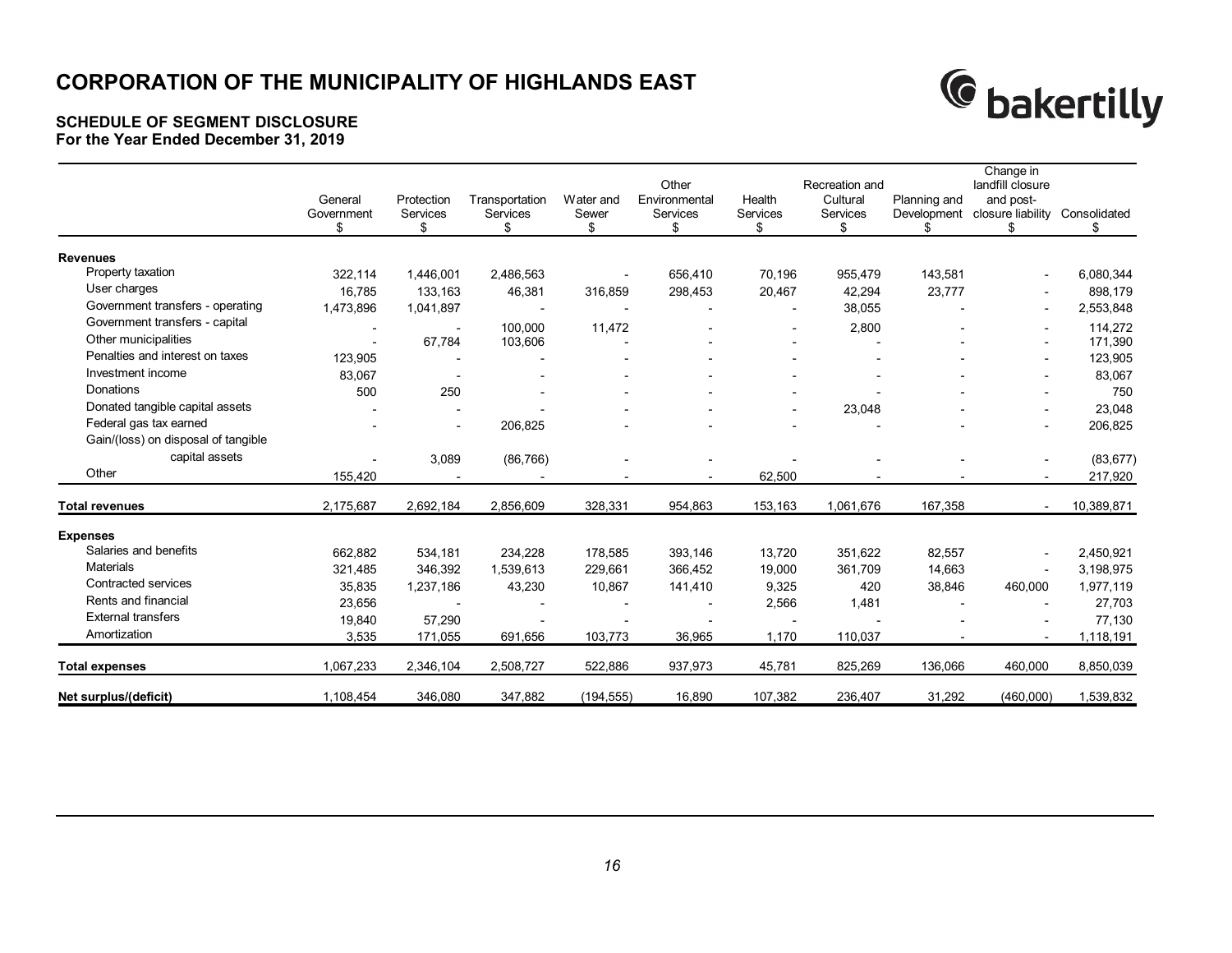# CORPORATION OF THE MUNICIPALITY OF HIGHLANDS EAST

## SCHEDULE OF SEGMENT DISCLOSURE
**For the Year Ended December 31, 2019**

| | General Government $ | Protection Services $ | Transportation Services $ | Water and Sewer $ | Other Environmental Services $ | Health Services $ | Recreation and Cultural Services $ | Planning and Development $ | Change in landfill closure and post-closure liability $ | Consolidated $ |
|---|---|---|---|---|---|---|---|---|---|---|
| **Revenues** | | | | | | | | | | |
| Property taxation | 322,114 | 1,446,001 | 2,486,563 | - | 656,410 | 70,196 | 955,479 | 143,581 | - | 6,080,344 |
| User charges | 16,785 | 133,163 | 46,381 | 316,859 | 298,453 | 20,467 | 42,294 | 23,777 | - | 898,179 |
| Government transfers - operating | 1,473,896 | 1,041,897 | - | - | - | - | 38,055 | - | - | 2,553,848 |
| Government transfers - capital | - | - | 100,000 | 11,472 | - | - | 2,800 | - | - | 114,272 |
| Other municipalities | - | 67,784 | 103,606 | - | - | - | - | - | - | 171,390 |
| Penalties and interest on taxes | 123,905 | - | - | - | - | - | - | - | - | 123,905 |
| Investment income | 83,067 | - | - | - | - | - | - | - | - | 83,067 |
| Donations | 500 | 250 | - | - | - | - | - | - | - | 750 |
| Donated tangible capital assets | - | - | - | - | - | - | 23,048 | - | - | 23,048 |
| Federal gas tax earned | - | - | 206,825 | - | - | - | - | - | - | 206,825 |
| Gain/(loss) on disposal of tangible capital assets | - | 3,089 | (86,766) | - | - | - | - | - | - | (83,677) |
| Other | 155,420 | - | - | - | - | 62,500 | - | - | - | 217,920 |
| **Total revenues** | 2,175,687 | 2,692,184 | 2,856,609 | 328,331 | 954,863 | 153,163 | 1,061,676 | 167,358 | - | 10,389,871 |
| **Expenses** | | | | | | | | | | |
| Salaries and benefits | 662,882 | 534,181 | 234,228 | 178,585 | 393,146 | 13,720 | 351,622 | 82,557 | - | 2,450,921 |
| Materials | 321,485 | 346,392 | 1,539,613 | 229,661 | 366,452 | 19,000 | 361,709 | 14,663 | - | 3,198,975 |
| Contracted services | 35,835 | 1,237,186 | 43,230 | 10,867 | 141,410 | 9,325 | 420 | 38,846 | 460,000 | 1,977,119 |
| Rents and financial | 23,656 | - | - | - | - | 2,566 | 1,481 | - | - | 27,703 |
| External transfers | 19,840 | 57,290 | - | - | - | - | - | - | - | 77,130 |
| Amortization | 3,535 | 171,055 | 691,656 | 103,773 | 36,965 | 1,170 | 110,037 | - | - | 1,118,191 |
| **Total expenses** | 1,067,233 | 2,346,104 | 2,508,727 | 522,886 | 937,973 | 45,781 | 825,269 | 136,066 | 460,000 | 8,850,039 |
| **Net surplus/(deficit)** | 1,108,454 | 346,080 | 347,882 | (194,555) | 16,890 | 107,382 | 236,407 | 31,292 | (460,000) | 1,539,832 |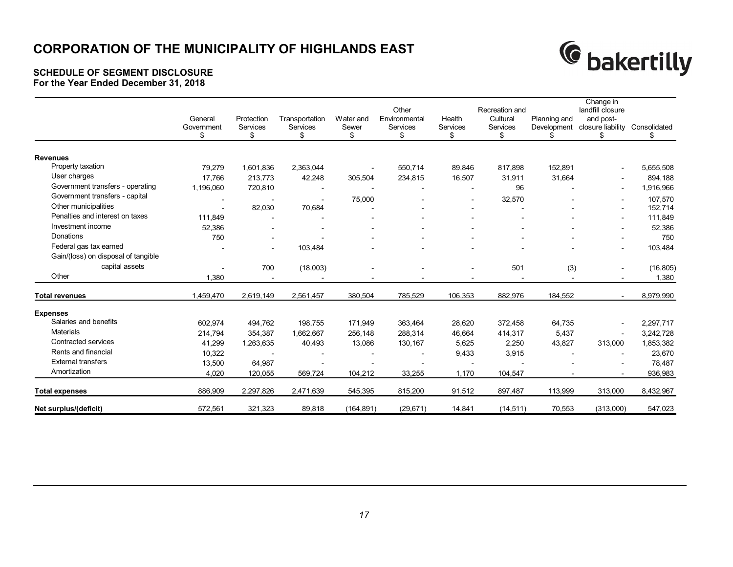# CORPORATION OF THE MUNICIPALITY OF HIGHLANDS EAST

**SCHEDULE OF SEGMENT DISCLOSURE**
**For the Year Ended December 31, 2018**

| | General Government $ | Protection Services $ | Transportation Services $ | Water and Sewer $ | Other Environmental Services $ | Health Services $ | Recreation and Cultural Services $ | Planning and Development $ | Change in landfill closure and post-closure liability $ | Consolidated $ |
|---|---|---|---|---|---|---|---|---|---|---|
| **Revenues** | | | | | | | | | | |
| Property taxation | 79,279 | 1,601,836 | 2,363,044 | - | 550,714 | 89,846 | 817,898 | 152,891 | - | 5,655,508 |
| User charges | 17,766 | 213,773 | 42,248 | 305,504 | 234,815 | 16,507 | 31,911 | 31,664 | - | 894,188 |
| Government transfers - operating | 1,196,060 | 720,810 | - | - | - | - | 96 | - | - | 1,916,966 |
| Government transfers - capital | - | - | - | 75,000 | - | - | 32,570 | - | - | 107,570 |
| Other municipalities | - | 82,030 | 70,684 | - | - | - | - | - | - | 152,714 |
| Penalties and interest on taxes | 111,849 | - | - | - | - | - | - | - | - | 111,849 |
| Investment income | 52,386 | - | - | - | - | - | - | - | - | 52,386 |
| Donations | 750 | - | - | - | - | - | - | - | - | 750 |
| Federal gas tax earned | - | - | 103,484 | - | - | - | - | - | - | 103,484 |
| Gain/(loss) on disposal of tangible capital assets | - | 700 | (18,003) | - | - | - | 501 | (3) | - | (16,805) |
| Other | 1,380 | - | - | - | - | - | - | - | - | 1,380 |
| **Total revenues** | 1,459,470 | 2,619,149 | 2,561,457 | 380,504 | 785,529 | 106,353 | 882,976 | 184,552 | - | 8,979,990 |
| **Expenses** | | | | | | | | | | |
| Salaries and benefits | 602,974 | 494,762 | 198,755 | 171,949 | 363,464 | 28,620 | 372,458 | 64,735 | - | 2,297,717 |
| Materials | 214,794 | 354,387 | 1,662,667 | 256,148 | 288,314 | 46,664 | 414,317 | 5,437 | - | 3,242,728 |
| Contracted services | 41,299 | 1,263,635 | 40,493 | 13,086 | 130,167 | 5,625 | 2,250 | 43,827 | 313,000 | 1,853,382 |
| Rents and financial | 10,322 | - | - | - | - | 9,433 | 3,915 | - | - | 23,670 |
| External transfers | 13,500 | 64,987 | - | - | - | - | - | - | - | 78,487 |
| Amortization | 4,020 | 120,055 | 569,724 | 104,212 | 33,255 | 1,170 | 104,547 | - | - | 936,983 |
| **Total expenses** | 886,909 | 2,297,826 | 2,471,639 | 545,395 | 815,200 | 91,512 | 897,487 | 113,999 | 313,000 | 8,432,967 |
| **Net surplus/(deficit)** | 572,561 | 321,323 | 89,818 | (164,891) | (29,671) | 14,841 | (14,511) | 70,553 | (313,000) | 547,023 |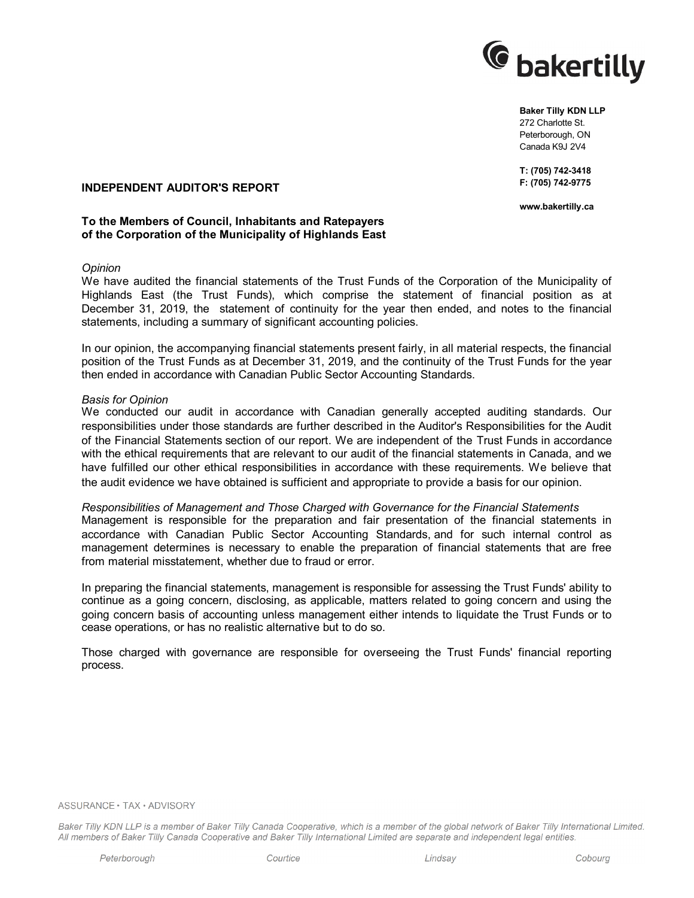**Baker Tilly KDN LLP**
272 Charlotte St.
Peterborough, ON
Canada K9J 2V4

**T: (705) 742-3418**
**F: (705) 742-9775**

**www.bakertilly.ca**

## INDEPENDENT AUDITOR'S REPORT

**To the Members of Council, Inhabitants and Ratepayers of the Corporation of the Municipality of Highlands East**

*Opinion*
We have audited the financial statements of the Trust Funds of the Corporation of the Municipality of Highlands East (the Trust Funds), which comprise the statement of financial position as at December 31, 2019, the statement of continuity for the year then ended, and notes to the financial statements, including a summary of significant accounting policies.

In our opinion, the accompanying financial statements present fairly, in all material respects, the financial position of the Trust Funds as at December 31, 2019, and the continuity of the Trust Funds for the year then ended in accordance with Canadian Public Sector Accounting Standards.

*Basis for Opinion*
We conducted our audit in accordance with Canadian generally accepted auditing standards. Our responsibilities under those standards are further described in the Auditor's Responsibilities for the Audit of the Financial Statements section of our report. We are independent of the Trust Funds in accordance with the ethical requirements that are relevant to our audit of the financial statements in Canada, and we have fulfilled our other ethical responsibilities in accordance with these requirements. We believe that the audit evidence we have obtained is sufficient and appropriate to provide a basis for our opinion.

*Responsibilities of Management and Those Charged with Governance for the Financial Statements*
Management is responsible for the preparation and fair presentation of the financial statements in accordance with Canadian Public Sector Accounting Standards, and for such internal control as management determines is necessary to enable the preparation of financial statements that are free from material misstatement, whether due to fraud or error.

In preparing the financial statements, management is responsible for assessing the Trust Funds' ability to continue as a going concern, disclosing, as applicable, matters related to going concern and using the going concern basis of accounting unless management either intends to liquidate the Trust Funds or to cease operations, or has no realistic alternative but to do so.

Those charged with governance are responsible for overseeing the Trust Funds' financial reporting process.

ASSURANCE • TAX • ADVISORY

*Baker Tilly KDN LLP is a member of Baker Tilly Canada Cooperative, which is a member of the global network of Baker Tilly International Limited. All members of Baker Tilly Canada Cooperative and Baker Tilly International Limited are separate and independent legal entities.*

*Peterborough* *Courtice* *Lindsay* *Cobourg*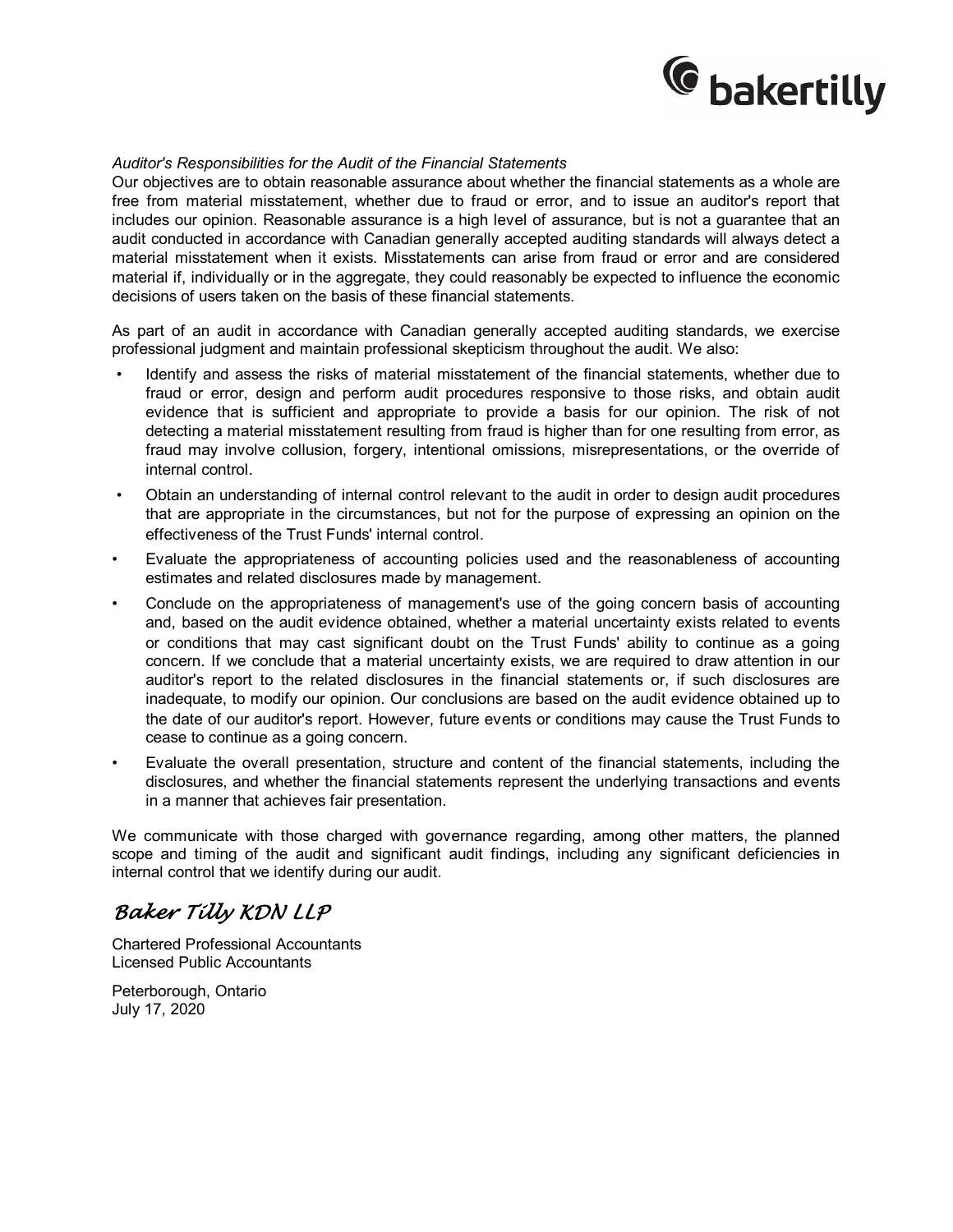*Auditor's Responsibilities for the Audit of the Financial Statements*

Our objectives are to obtain reasonable assurance about whether the financial statements as a whole are free from material misstatement, whether due to fraud or error, and to issue an auditor's report that includes our opinion. Reasonable assurance is a high level of assurance, but is not a guarantee that an audit conducted in accordance with Canadian generally accepted auditing standards will always detect a material misstatement when it exists. Misstatements can arise from fraud or error and are considered material if, individually or in the aggregate, they could reasonably be expected to influence the economic decisions of users taken on the basis of these financial statements.

As part of an audit in accordance with Canadian generally accepted auditing standards, we exercise professional judgment and maintain professional skepticism throughout the audit. We also:

- Identify and assess the risks of material misstatement of the financial statements, whether due to fraud or error, design and perform audit procedures responsive to those risks, and obtain audit evidence that is sufficient and appropriate to provide a basis for our opinion. The risk of not detecting a material misstatement resulting from fraud is higher than for one resulting from error, as fraud may involve collusion, forgery, intentional omissions, misrepresentations, or the override of internal control.
- Obtain an understanding of internal control relevant to the audit in order to design audit procedures that are appropriate in the circumstances, but not for the purpose of expressing an opinion on the effectiveness of the Trust Funds' internal control.
- Evaluate the appropriateness of accounting policies used and the reasonableness of accounting estimates and related disclosures made by management.
- Conclude on the appropriateness of management's use of the going concern basis of accounting and, based on the audit evidence obtained, whether a material uncertainty exists related to events or conditions that may cast significant doubt on the Trust Funds' ability to continue as a going concern. If we conclude that a material uncertainty exists, we are required to draw attention in our auditor's report to the related disclosures in the financial statements or, if such disclosures are inadequate, to modify our opinion. Our conclusions are based on the audit evidence obtained up to the date of our auditor's report. However, future events or conditions may cause the Trust Funds to cease to continue as a going concern.
- Evaluate the overall presentation, structure and content of the financial statements, including the disclosures, and whether the financial statements represent the underlying transactions and events in a manner that achieves fair presentation.

We communicate with those charged with governance regarding, among other matters, the planned scope and timing of the audit and significant audit findings, including any significant deficiencies in internal control that we identify during our audit.

*Baker Tilly KDN LLP*

Chartered Professional Accountants
Licensed Public Accountants

Peterborough, Ontario
July 17, 2020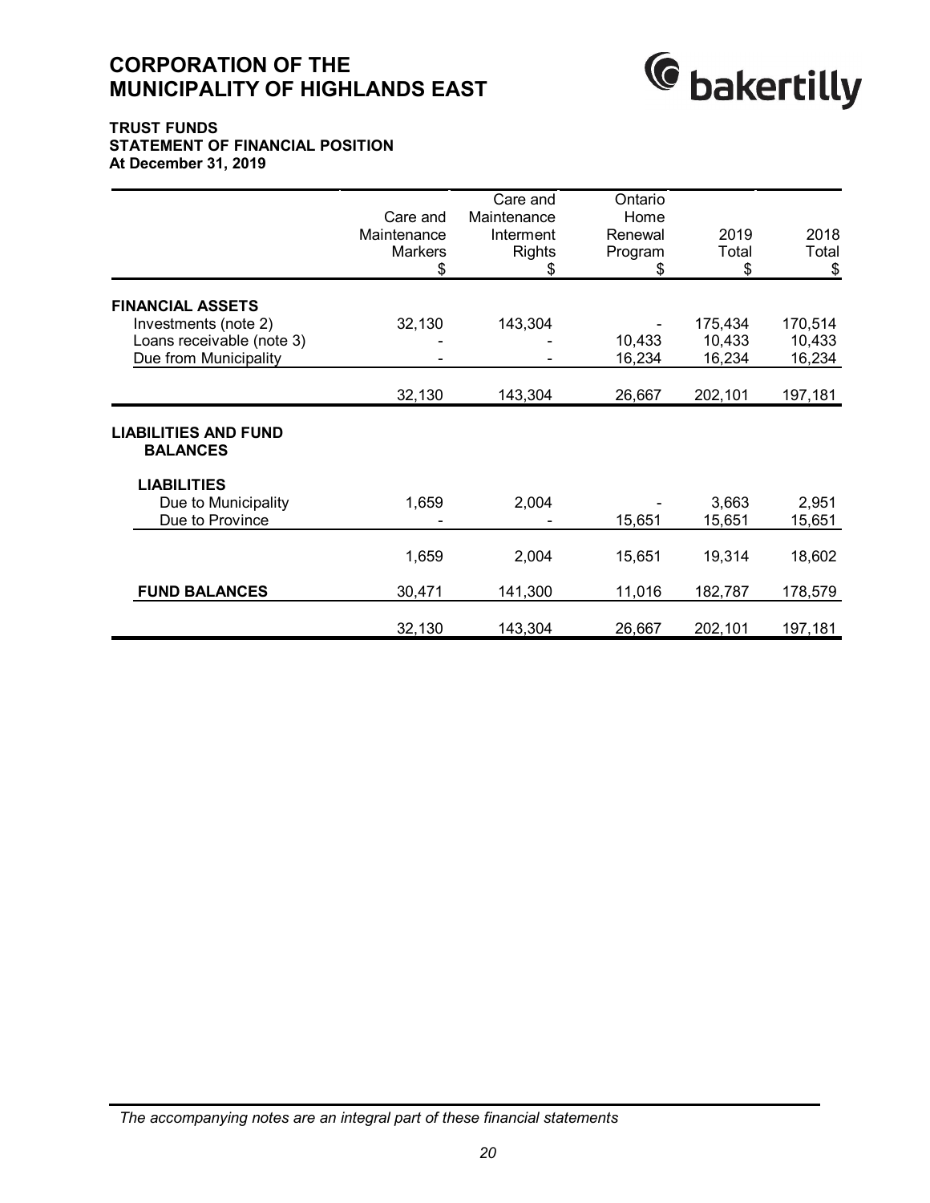# CORPORATION OF THE MUNICIPALITY OF HIGHLANDS EAST

**TRUST FUNDS**
**STATEMENT OF FINANCIAL POSITION**
**At December 31, 2019**

| | Care and Maintenance Markers<br>$ | Care and Maintenance Interment Rights<br>$ | Ontario Home Renewal Program<br>$ | 2019 Total<br>$ | 2018 Total<br>$ |
|---|---|---|---|---|---|
| **FINANCIAL ASSETS** | | | | | |
| Investments (note 2) | 32,130 | 143,304 | - | 175,434 | 170,514 |
| Loans receivable (note 3) | - | - | 10,433 | 10,433 | 10,433 |
| Due from Municipality | - | - | 16,234 | 16,234 | 16,234 |
| | 32,130 | 143,304 | 26,667 | 202,101 | 197,181 |
| **LIABILITIES AND FUND BALANCES** | | | | | |
| **LIABILITIES** | | | | | |
| Due to Municipality | 1,659 | 2,004 | - | 3,663 | 2,951 |
| Due to Province | - | - | 15,651 | 15,651 | 15,651 |
| | 1,659 | 2,004 | 15,651 | 19,314 | 18,602 |
| **FUND BALANCES** | 30,471 | 141,300 | 11,016 | 182,787 | 178,579 |
| | 32,130 | 143,304 | 26,667 | 202,101 | 197,181 |

*The accompanying notes are an integral part of these financial statements*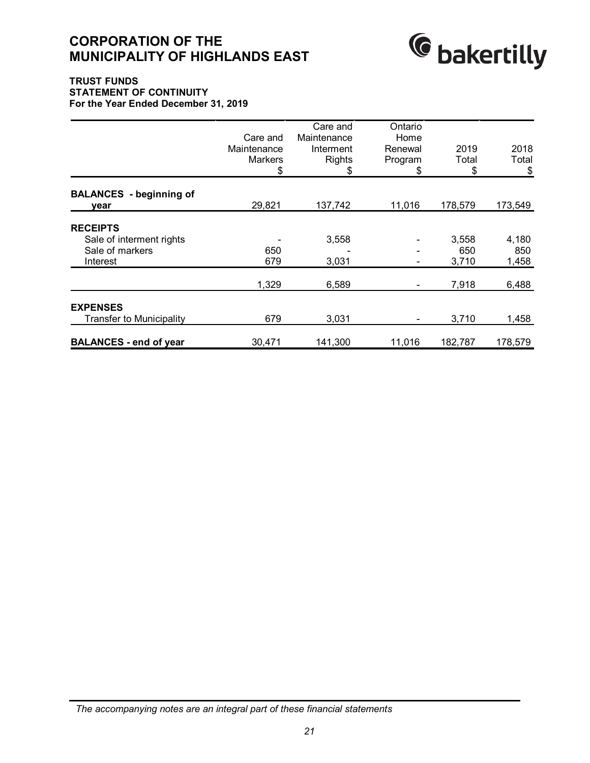# CORPORATION OF THE MUNICIPALITY OF HIGHLANDS EAST

## TRUST FUNDS
## STATEMENT OF CONTINUITY
### For the Year Ended December 31, 2019

| | Care and Maintenance Markers $ | Care and Maintenance Interment Rights $ | Ontario Home Renewal Program $ | 2019 Total $ | 2018 Total $ |
|---|---|---|---|---|---|
| **BALANCES - beginning of year** | 29,821 | 137,742 | 11,016 | 178,579 | 173,549 |
| **RECEIPTS** | | | | | |
| Sale of interment rights | - | 3,558 | - | 3,558 | 4,180 |
| Sale of markers | 650 | - | - | 650 | 850 |
| Interest | 679 | 3,031 | - | 3,710 | 1,458 |
| | 1,329 | 6,589 | - | 7,918 | 6,488 |
| **EXPENSES** | | | | | |
| Transfer to Municipality | 679 | 3,031 | - | 3,710 | 1,458 |
| **BALANCES - end of year** | 30,471 | 141,300 | 11,016 | 182,787 | 178,579 |

*The accompanying notes are an integral part of these financial statements*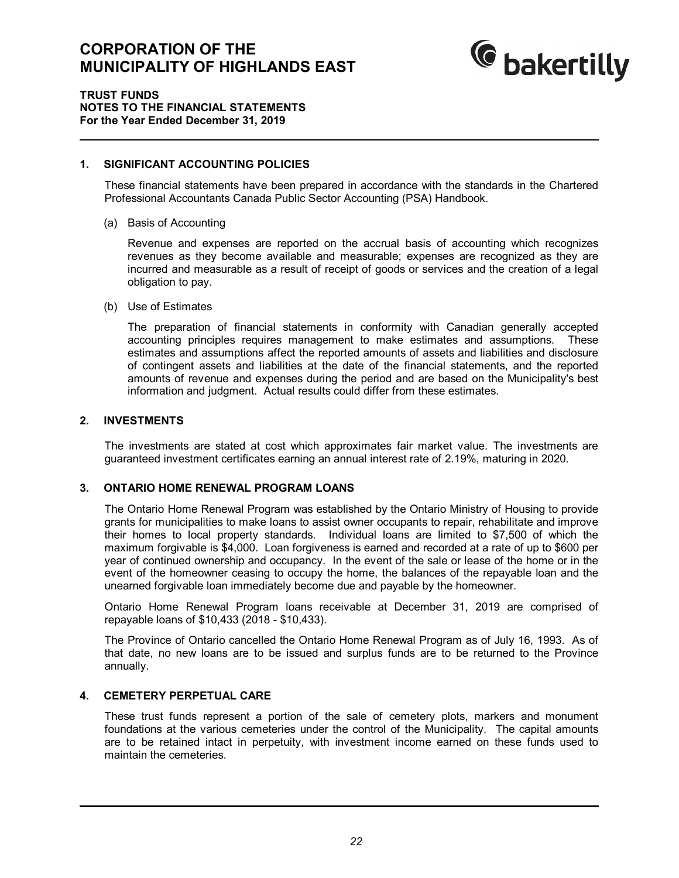# CORPORATION OF THE MUNICIPALITY OF HIGHLANDS EAST

**TRUST FUNDS**
**NOTES TO THE FINANCIAL STATEMENTS**
**For the Year Ended December 31, 2019**

## 1. SIGNIFICANT ACCOUNTING POLICIES

These financial statements have been prepared in accordance with the standards in the Chartered Professional Accountants Canada Public Sector Accounting (PSA) Handbook.

(a) Basis of Accounting

Revenue and expenses are reported on the accrual basis of accounting which recognizes revenues as they become available and measurable; expenses are recognized as they are incurred and measurable as a result of receipt of goods or services and the creation of a legal obligation to pay.

(b) Use of Estimates

The preparation of financial statements in conformity with Canadian generally accepted accounting principles requires management to make estimates and assumptions. These estimates and assumptions affect the reported amounts of assets and liabilities and disclosure of contingent assets and liabilities at the date of the financial statements, and the reported amounts of revenue and expenses during the period and are based on the Municipality's best information and judgment. Actual results could differ from these estimates.

## 2. INVESTMENTS

The investments are stated at cost which approximates fair market value. The investments are guaranteed investment certificates earning an annual interest rate of 2.19%, maturing in 2020.

## 3. ONTARIO HOME RENEWAL PROGRAM LOANS

The Ontario Home Renewal Program was established by the Ontario Ministry of Housing to provide grants for municipalities to make loans to assist owner occupants to repair, rehabilitate and improve their homes to local property standards. Individual loans are limited to $7,500 of which the maximum forgivable is $4,000. Loan forgiveness is earned and recorded at a rate of up to $600 per year of continued ownership and occupancy. In the event of the sale or lease of the home or in the event of the homeowner ceasing to occupy the home, the balances of the repayable loan and the unearned forgivable loan immediately become due and payable by the homeowner.

Ontario Home Renewal Program loans receivable at December 31, 2019 are comprised of repayable loans of $10,433 (2018 - $10,433).

The Province of Ontario cancelled the Ontario Home Renewal Program as of July 16, 1993. As of that date, no new loans are to be issued and surplus funds are to be returned to the Province annually.

## 4. CEMETERY PERPETUAL CARE

These trust funds represent a portion of the sale of cemetery plots, markers and monument foundations at the various cemeteries under the control of the Municipality. The capital amounts are to be retained intact in perpetuity, with investment income earned on these funds used to maintain the cemeteries.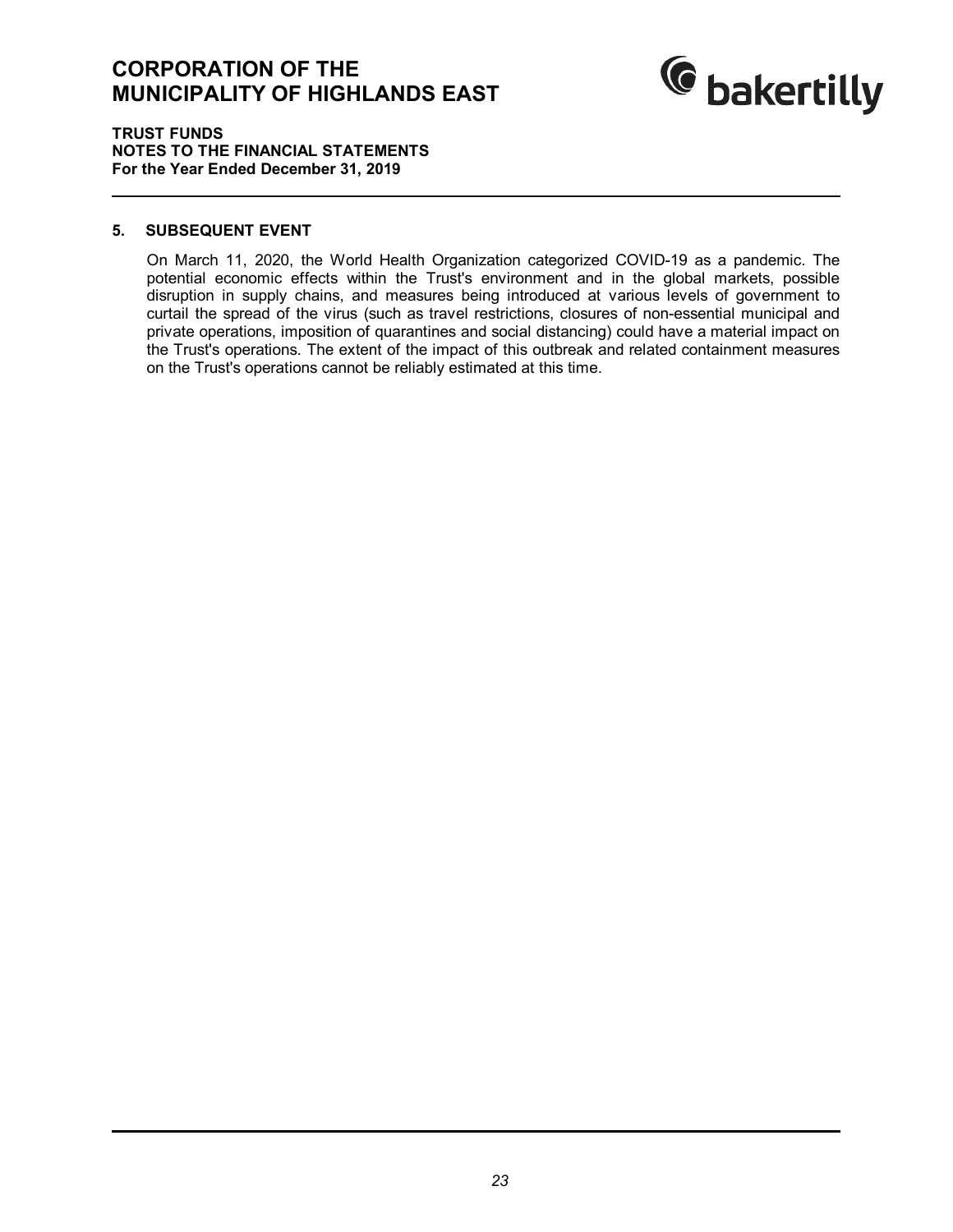# CORPORATION OF THE MUNICIPALITY OF HIGHLANDS EAST

**TRUST FUNDS**
**NOTES TO THE FINANCIAL STATEMENTS**
**For the Year Ended December 31, 2019**

## 5. SUBSEQUENT EVENT

On March 11, 2020, the World Health Organization categorized COVID-19 as a pandemic. The potential economic effects within the Trust's environment and in the global markets, possible disruption in supply chains, and measures being introduced at various levels of government to curtail the spread of the virus (such as travel restrictions, closures of non-essential municipal and private operations, imposition of quarantines and social distancing) could have a material impact on the Trust's operations. The extent of the impact of this outbreak and related containment measures on the Trust's operations cannot be reliably estimated at this time.